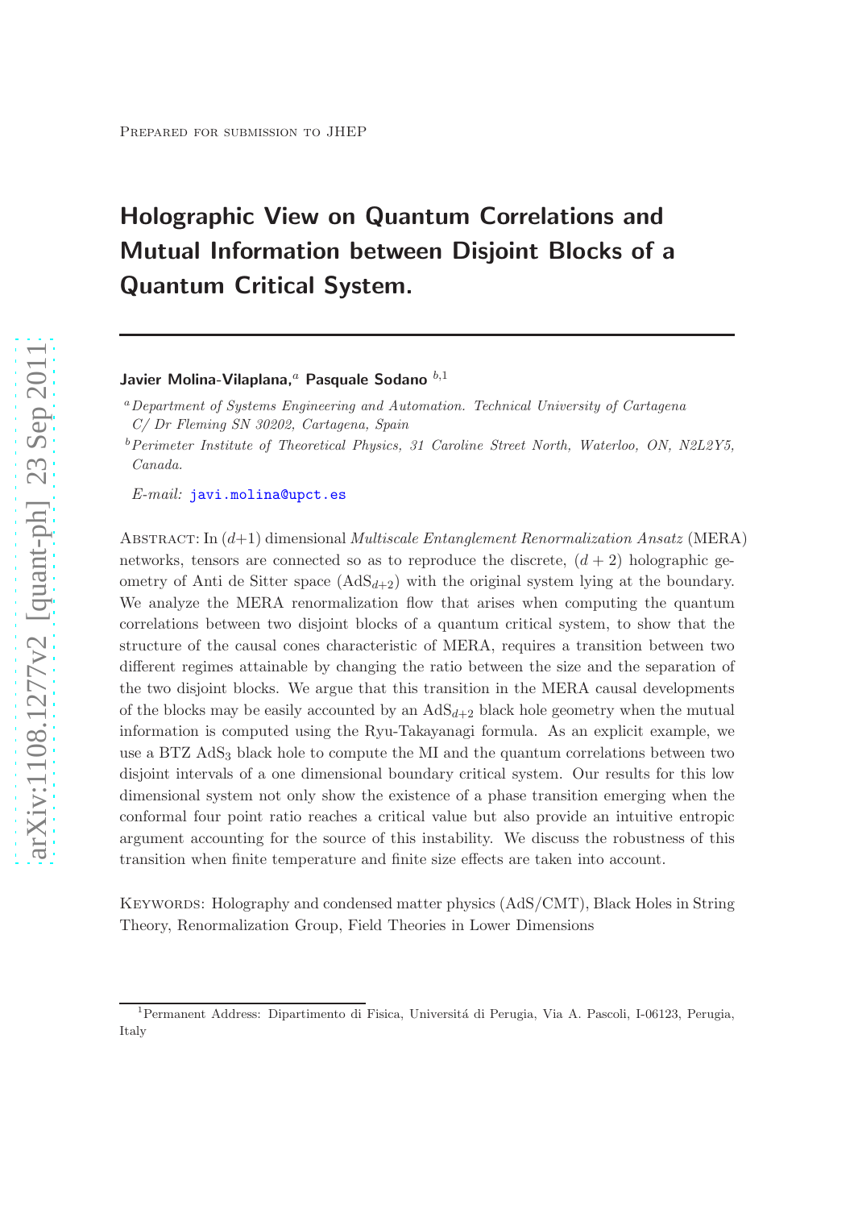Prepared for submission to JHEP

# Holographic View on Quantum Correlations and Mutual Information between Disjoint Blocks of a Quantum Critical System.

**Javier Molina-Vilaplana,**[a] **Pasquale Sodano**[b,1]

[a] *Department of Systems Engineering and Automation. Technical University of Cartagena C/ Dr Fleming SN 30202, Cartagena, Spain*

[b] *Perimeter Institute of Theoretical Physics, 31 Caroline Street North, Waterloo, ON, N2L2Y5, Canada.*

*E-mail:* javi.molina@upct.es

Abstract: In $(d+1)$ dimensional *Multiscale Entanglement Renormalization Ansatz* (MERA) networks, tensors are connected so as to reproduce the discrete, $(d+2)$ holographic geometry of Anti de Sitter space ($\mathrm{AdS}_{d+2}$) with the original system lying at the boundary. We analyze the MERA renormalization flow that arises when computing the quantum correlations between two disjoint blocks of a quantum critical system, to show that the structure of the causal cones characteristic of MERA, requires a transition between two different regimes attainable by changing the ratio between the size and the separation of the two disjoint blocks. We argue that this transition in the MERA causal developments of the blocks may be easily accounted by an $\mathrm{AdS}_{d+2}$ black hole geometry when the mutual information is computed using the Ryu-Takayanagi formula. As an explicit example, we use a BTZ $\mathrm{AdS}_3$ black hole to compute the MI and the quantum correlations between two disjoint intervals of a one dimensional boundary critical system. Our results for this low dimensional system not only show the existence of a phase transition emerging when the conformal four point ratio reaches a critical value but also provide an intuitive entropic argument accounting for the source of this instability. We discuss the robustness of this transition when finite temperature and finite size effects are taken into account.

Keywords: Holography and condensed matter physics (AdS/CMT), Black Holes in String Theory, Renormalization Group, Field Theories in Lower Dimensions

---

[1] Permanent Address: Dipartimento di Fisica, Universitá di Perugia, Via A. Pascoli, I-06123, Perugia, Italy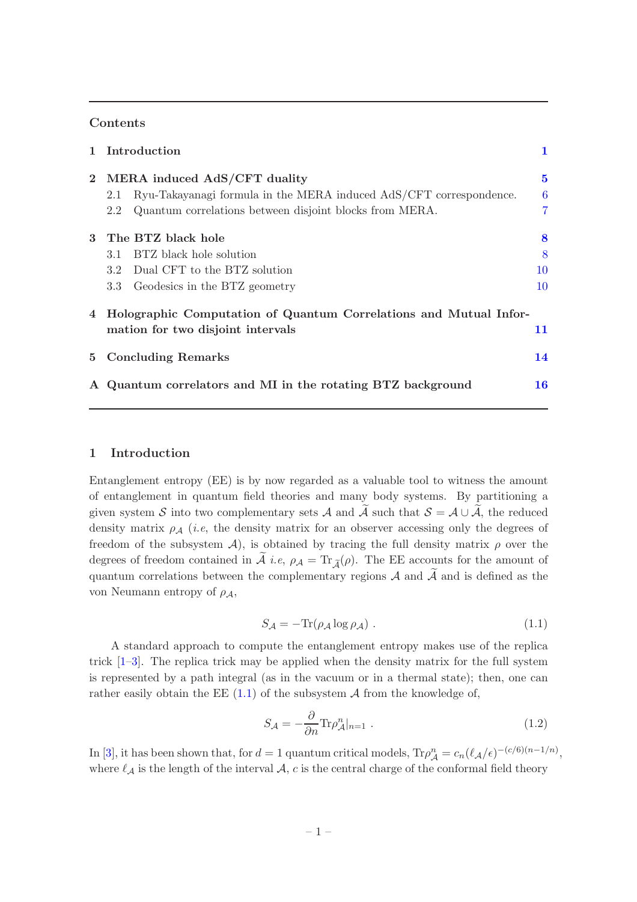## Contents

1 Introduction 1

2 MERA induced AdS/CFT duality 5
- 2.1 Ryu-Takayanagi formula in the MERA induced AdS/CFT correspondence. 6
- 2.2 Quantum correlations between disjoint blocks from MERA. 7

3 The BTZ black hole 8
- 3.1 BTZ black hole solution 8
- 3.2 Dual CFT to the BTZ solution 10
- 3.3 Geodesics in the BTZ geometry 10

4 Holographic Computation of Quantum Correlations and Mutual Information for two disjoint intervals 11

5 Concluding Remarks 14

A Quantum correlators and MI in the rotating BTZ background 16

## 1 Introduction

Entanglement entropy (EE) is by now regarded as a valuable tool to witness the amount of entanglement in quantum field theories and many body systems. By partitioning a given system $\mathcal{S}$ into two complementary sets $\mathcal{A}$ and $\widetilde{\mathcal{A}}$ such that $\mathcal{S} = \mathcal{A} \cup \widetilde{\mathcal{A}}$, the reduced density matrix $\rho_{\mathcal{A}}$ (*i.e*, the density matrix for an observer accessing only the degrees of freedom of the subsystem $\mathcal{A}$), is obtained by tracing the full density matrix $\rho$ over the degrees of freedom contained in $\widetilde{\mathcal{A}}$ *i.e*, $\rho_{\mathcal{A}} = \mathrm{Tr}_{\widetilde{\mathcal{A}}}(\rho)$. The EE accounts for the amount of quantum correlations between the complementary regions $\mathcal{A}$ and $\widetilde{\mathcal{A}}$ and is defined as the von Neumann entropy of $\rho_{\mathcal{A}}$,

$$S_{\mathcal{A}} = -\mathrm{Tr}(\rho_{\mathcal{A}} \log \rho_{\mathcal{A}}) \; . \tag{1.1}$$

A standard approach to compute the entanglement entropy makes use of the replica trick [1–3]. The replica trick may be applied when the density matrix for the full system is represented by a path integral (as in the vacuum or in a thermal state); then, one can rather easily obtain the EE (1.1) of the subsystem $\mathcal{A}$ from the knowledge of,

$$S_{\mathcal{A}} = -\frac{\partial}{\partial n} \mathrm{Tr} \rho_{\mathcal{A}}^n |_{n=1} \; . \tag{1.2}$$

In [3], it has been shown that, for $d = 1$ quantum critical models, $\mathrm{Tr}\rho_{\mathcal{A}}^n = c_n(\ell_{\mathcal{A}}/\epsilon)^{-(c/6)(n-1/n)}$, where $\ell_{\mathcal{A}}$ is the length of the interval $\mathcal{A}$, $c$ is the central charge of the conformal field theory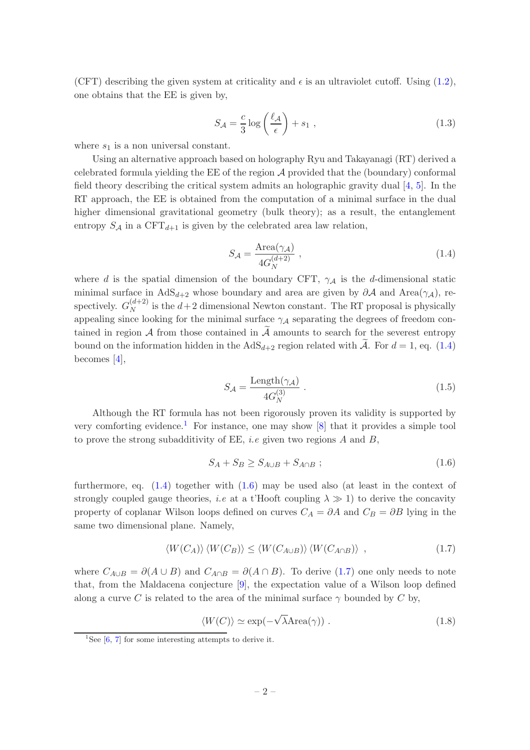(CFT) describing the given system at criticality and $\epsilon$ is an ultraviolet cutoff. Using (1.2), one obtains that the EE is given by,

$$S_{\mathcal{A}} = \frac{c}{3} \log \left( \frac{\ell_{\mathcal{A}}}{\epsilon} \right) + s_1 \ , \tag{1.3}$$

where $s_1$ is a non universal constant.

Using an alternative approach based on holography Ryu and Takayanagi (RT) derived a celebrated formula yielding the EE of the region $\mathcal{A}$ provided that the (boundary) conformal field theory describing the critical system admits an holographic gravity dual [4, 5]. In the RT approach, the EE is obtained from the computation of a minimal surface in the dual higher dimensional gravitational geometry (bulk theory); as a result, the entanglement entropy $S_{\mathcal{A}}$ in a $\mathrm{CFT}_{d+1}$ is given by the celebrated area law relation,

$$S_{\mathcal{A}} = \frac{\mathrm{Area}(\gamma_{\mathcal{A}})}{4G_N^{(d+2)}} \ , \tag{1.4}$$

where $d$ is the spatial dimension of the boundary CFT, $\gamma_{\mathcal{A}}$ is the $d$-dimensional static minimal surface in $\mathrm{AdS}_{d+2}$ whose boundary and area are given by $\partial\mathcal{A}$ and $\mathrm{Area}(\gamma_{\mathcal{A}})$, respectively. $G_N^{(d+2)}$ is the $d+2$ dimensional Newton constant. The RT proposal is physically appealing since looking for the minimal surface $\gamma_{\mathcal{A}}$ separating the degrees of freedom contained in region $\mathcal{A}$ from those contained in $\widetilde{\mathcal{A}}$ amounts to search for the severest entropy bound on the information hidden in the $\mathrm{AdS}_{d+2}$ region related with $\widetilde{\mathcal{A}}$. For $d = 1$, eq. (1.4) becomes [4],

$$S_{\mathcal{A}} = \frac{\mathrm{Length}(\gamma_{\mathcal{A}})}{4G_N^{(3)}} \ . \tag{1.5}$$

Although the RT formula has not been rigorously proven its validity is supported by very comforting evidence.[1] For instance, one may show [8] that it provides a simple tool to prove the strong subadditivity of EE, *i.e* given two regions $A$ and $B$,

$$S_A + S_B \geq S_{A\cup B} + S_{A\cap B} \ ; \tag{1.6}$$

furthermore, eq. (1.4) together with (1.6) may be used also (at least in the context of strongly coupled gauge theories, *i.e* at a t'Hooft coupling $\lambda \gg 1$) to derive the concavity property of coplanar Wilson loops defined on curves $C_A = \partial A$ and $C_B = \partial B$ lying in the same two dimensional plane. Namely,

$$\langle W(C_A)\rangle \langle W(C_B)\rangle \leq \langle W(C_{A\cup B})\rangle \langle W(C_{A\cap B})\rangle \ , \tag{1.7}$$

where $C_{A\cup B} = \partial(A \cup B)$ and $C_{A\cap B} = \partial(A \cap B)$. To derive (1.7) one only needs to note that, from the Maldacena conjecture [9], the expectation value of a Wilson loop defined along a curve $C$ is related to the area of the minimal surface $\gamma$ bounded by $C$ by,

$$\langle W(C)\rangle \simeq \exp(-\sqrt{\lambda}\mathrm{Area}(\gamma)) \ . \tag{1.8}$$

[1] See [6, 7] for some interesting attempts to derive it.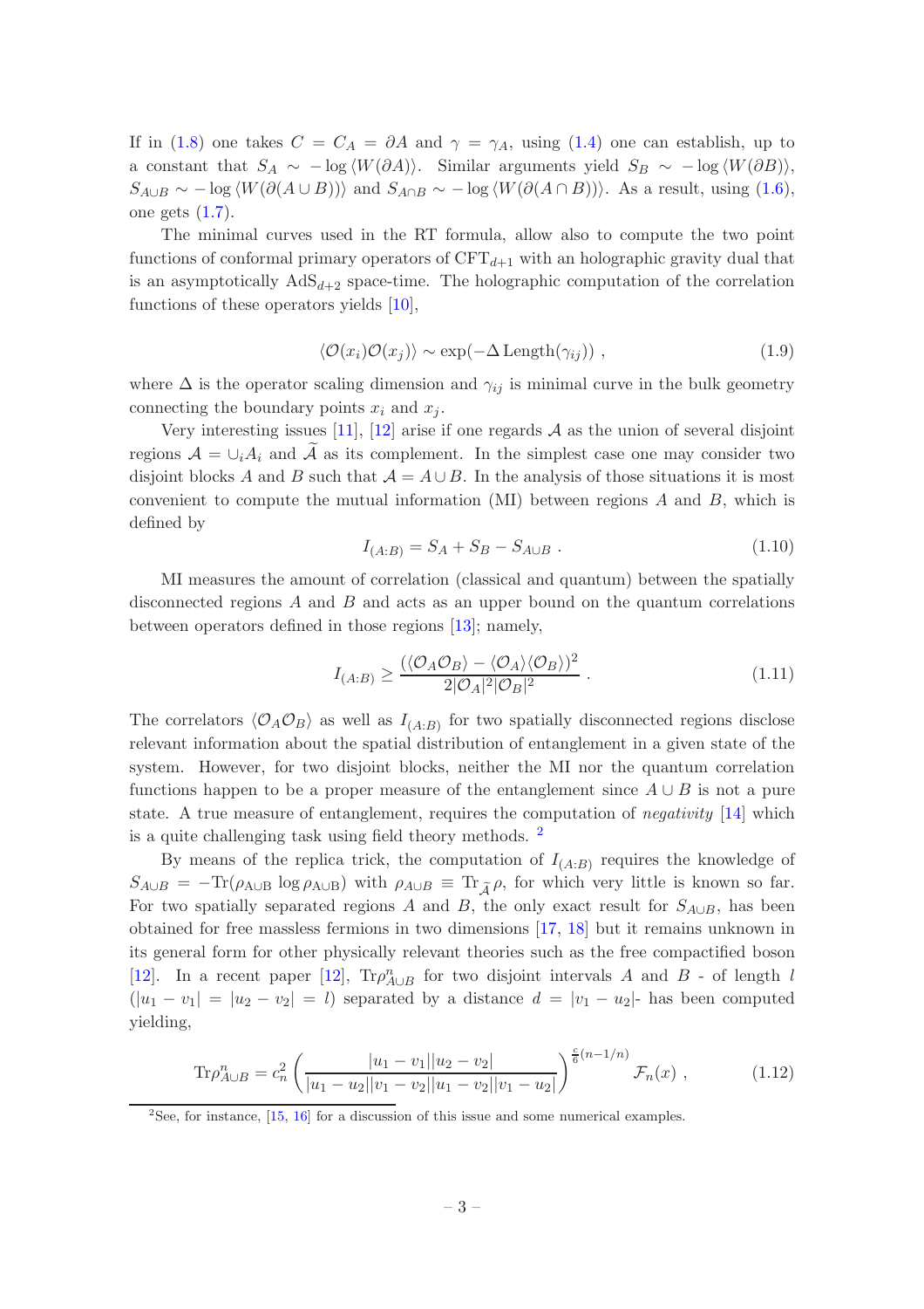If in (1.8) one takes $C = C_A = \partial A$ and $\gamma = \gamma_A$, using (1.4) one can establish, up to a constant that $S_A \sim -\log \langle W(\partial A)\rangle$. Similar arguments yield $S_B \sim -\log \langle W(\partial B)\rangle$, $S_{A\cup B} \sim -\log \langle W(\partial(A\cup B))\rangle$ and $S_{A\cap B} \sim -\log \langle W(\partial(A\cap B))\rangle$. As a result, using (1.6), one gets (1.7).

The minimal curves used in the RT formula, allow also to compute the two point functions of conformal primary operators of $\mathrm{CFT}_{d+1}$ with an holographic gravity dual that is an asymptotically $\mathrm{AdS}_{d+2}$ space-time. The holographic computation of the correlation functions of these operators yields [10],

$$\langle \mathcal{O}(x_i)\mathcal{O}(x_j)\rangle \sim \exp(-\Delta\,\mathrm{Length}(\gamma_{ij}))\ , \tag{1.9}$$

where $\Delta$ is the operator scaling dimension and $\gamma_{ij}$ is minimal curve in the bulk geometry connecting the boundary points $x_i$ and $x_j$.

Very interesting issues [11], [12] arise if one regards $\mathcal{A}$ as the union of several disjoint regions $\mathcal{A} = \cup_i A_i$ and $\widetilde{\mathcal{A}}$ as its complement. In the simplest case one may consider two disjoint blocks $A$ and $B$ such that $\mathcal{A} = A\cup B$. In the analysis of those situations it is most convenient to compute the mutual information (MI) between regions $A$ and $B$, which is defined by

$$I_{(A:B)} = S_A + S_B - S_{A\cup B}\ . \tag{1.10}$$

MI measures the amount of correlation (classical and quantum) between the spatially disconnected regions $A$ and $B$ and acts as an upper bound on the quantum correlations between operators defined in those regions [13]; namely,

$$I_{(A:B)} \geq \frac{(\langle \mathcal{O}_A\mathcal{O}_B\rangle - \langle \mathcal{O}_A\rangle\langle \mathcal{O}_B\rangle)^2}{2|\mathcal{O}_A|^2|\mathcal{O}_B|^2}\ . \tag{1.11}$$

The correlators $\langle \mathcal{O}_A\mathcal{O}_B\rangle$ as well as $I_{(A:B)}$ for two spatially disconnected regions disclose relevant information about the spatial distribution of entanglement in a given state of the system. However, for two disjoint blocks, neither the MI nor the quantum correlation functions happen to be a proper measure of the entanglement since $A\cup B$ is not a pure state. A true measure of entanglement, requires the computation of *negativity* [14] which is a quite challenging task using field theory methods. [2]

By means of the replica trick, the computation of $I_{(A:B)}$ requires the knowledge of $S_{A\cup B} = -\mathrm{Tr}(\rho_{A\cup B}\log\rho_{A\cup B})$ with $\rho_{A\cup B} \equiv \mathrm{Tr}_{\widetilde{\mathcal{A}}}\,\rho$, for which very little is known so far. For two spatially separated regions $A$ and $B$, the only exact result for $S_{A\cup B}$, has been obtained for free massless fermions in two dimensions [17, 18] but it remains unknown in its general form for other physically relevant theories such as the free compactified boson [12]. In a recent paper [12], $\mathrm{Tr}\rho^n_{A\cup B}$ for two disjoint intervals $A$ and $B$ - of length $l$ ($|u_1 - v_1| = |u_2 - v_2| = l$) separated by a distance $d = |v_1 - u_2|$- has been computed yielding,

$$\mathrm{Tr}\rho^n_{A\cup B} = c_n^2 \left(\frac{|u_1 - v_1||u_2 - v_2|}{|u_1 - u_2||v_1 - v_2||u_1 - v_2||v_1 - u_2|}\right)^{\frac{c}{6}(n-1/n)} \mathcal{F}_n(x)\ , \tag{1.12}$$

[2] See, for instance, [15, 16] for a discussion of this issue and some numerical examples.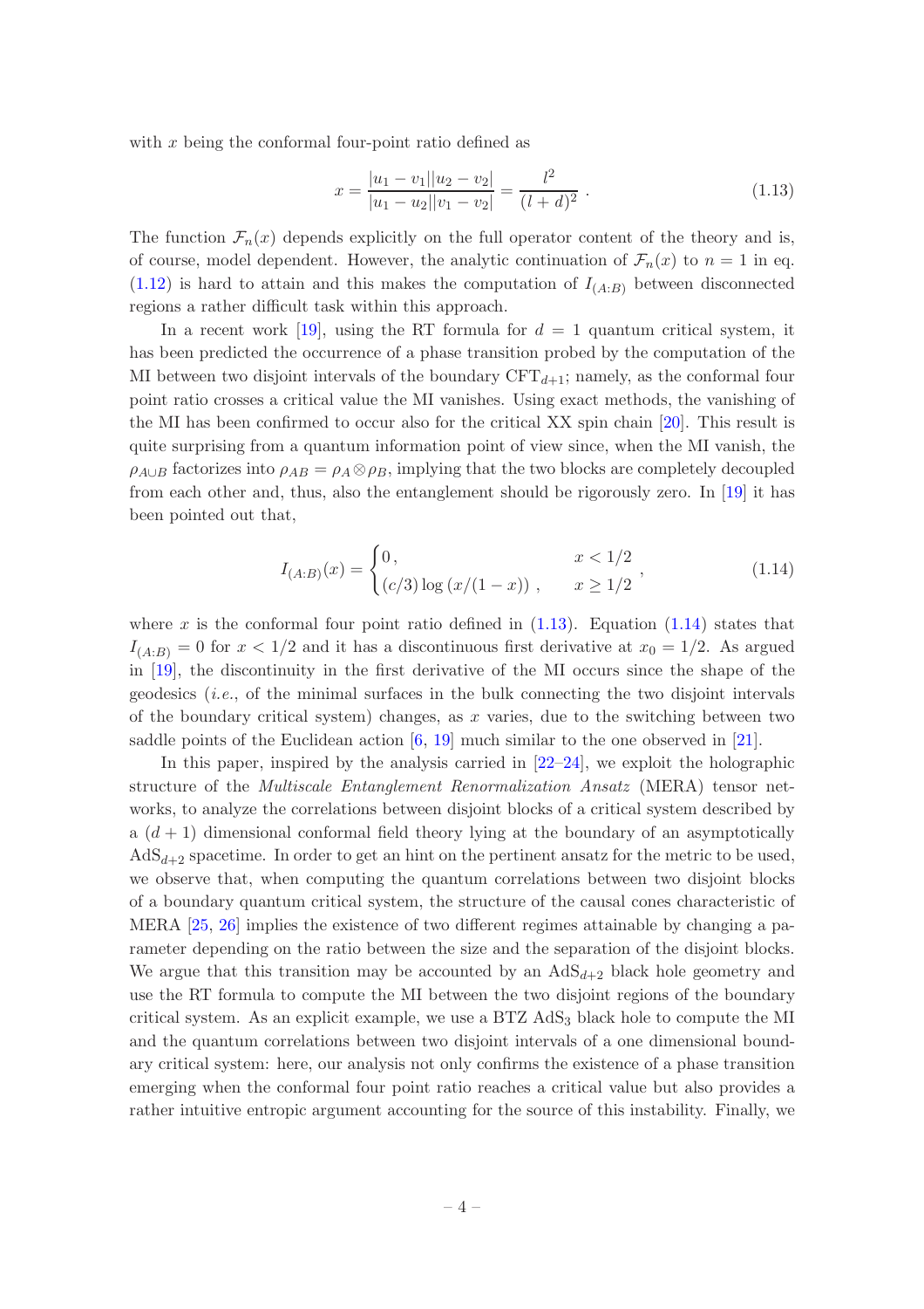with $x$ being the conformal four-point ratio defined as

$$x = \frac{|u_1 - v_1||u_2 - v_2|}{|u_1 - u_2||v_1 - v_2|} = \frac{l^2}{(l+d)^2} \ . \tag{1.13}$$

The function $\mathcal{F}_n(x)$ depends explicitly on the full operator content of the theory and is, of course, model dependent. However, the analytic continuation of $\mathcal{F}_n(x)$ to $n = 1$ in eq. (1.12) is hard to attain and this makes the computation of $I_{(A:B)}$ between disconnected regions a rather difficult task within this approach.

In a recent work [19], using the RT formula for $d = 1$ quantum critical system, it has been predicted the occurrence of a phase transition probed by the computation of the MI between two disjoint intervals of the boundary CFT$_{d+1}$; namely, as the conformal four point ratio crosses a critical value the MI vanishes. Using exact methods, the vanishing of the MI has been confirmed to occur also for the critical XX spin chain [20]. This result is quite surprising from a quantum information point of view since, when the MI vanish, the $\rho_{A\cup B}$ factorizes into $\rho_{AB} = \rho_A \otimes \rho_B$, implying that the two blocks are completely decoupled from each other and, thus, also the entanglement should be rigorously zero. In [19] it has been pointed out that,

$$I_{(A:B)}(x) = \begin{cases} 0\,, & x < 1/2 \\ (c/3)\log\left(x/(1-x)\right)\,, & x \geq 1/2 \end{cases} , \tag{1.14}$$

where $x$ is the conformal four point ratio defined in (1.13). Equation (1.14) states that $I_{(A:B)} = 0$ for $x < 1/2$ and it has a discontinuous first derivative at $x_0 = 1/2$. As argued in [19], the discontinuity in the first derivative of the MI occurs since the shape of the geodesics (*i.e.*, of the minimal surfaces in the bulk connecting the two disjoint intervals of the boundary critical system) changes, as $x$ varies, due to the switching between two saddle points of the Euclidean action [6, 19] much similar to the one observed in [21].

In this paper, inspired by the analysis carried in [22–24], we exploit the holographic structure of the *Multiscale Entanglement Renormalization Ansatz* (MERA) tensor networks, to analyze the correlations between disjoint blocks of a critical system described by a $(d+1)$ dimensional conformal field theory lying at the boundary of an asymptotically AdS$_{d+2}$ spacetime. In order to get an hint on the pertinent ansatz for the metric to be used, we observe that, when computing the quantum correlations between two disjoint blocks of a boundary quantum critical system, the structure of the causal cones characteristic of MERA [25, 26] implies the existence of two different regimes attainable by changing a parameter depending on the ratio between the size and the separation of the disjoint blocks. We argue that this transition may be accounted by an AdS$_{d+2}$ black hole geometry and use the RT formula to compute the MI between the two disjoint regions of the boundary critical system. As an explicit example, we use a BTZ AdS$_3$ black hole to compute the MI and the quantum correlations between two disjoint intervals of a one dimensional boundary critical system: here, our analysis not only confirms the existence of a phase transition emerging when the conformal four point ratio reaches a critical value but also provides a rather intuitive entropic argument accounting for the source of this instability. Finally, we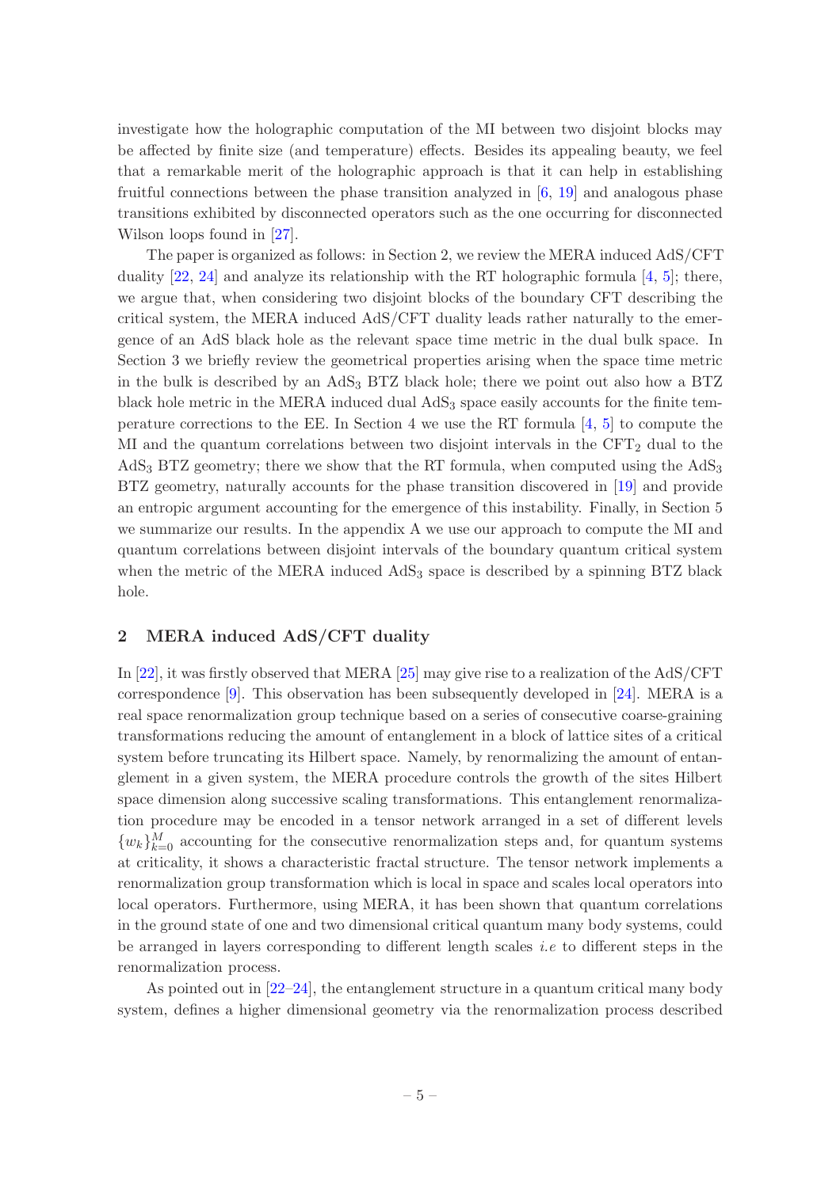investigate how the holographic computation of the MI between two disjoint blocks may be affected by finite size (and temperature) effects. Besides its appealing beauty, we feel that a remarkable merit of the holographic approach is that it can help in establishing fruitful connections between the phase transition analyzed in [6, 19] and analogous phase transitions exhibited by disconnected operators such as the one occurring for disconnected Wilson loops found in [27].

The paper is organized as follows: in Section 2, we review the MERA induced AdS/CFT duality [22, 24] and analyze its relationship with the RT holographic formula [4, 5]; there, we argue that, when considering two disjoint blocks of the boundary CFT describing the critical system, the MERA induced AdS/CFT duality leads rather naturally to the emergence of an AdS black hole as the relevant space time metric in the dual bulk space. In Section 3 we briefly review the geometrical properties arising when the space time metric in the bulk is described by an $\mathrm{AdS}_3$ BTZ black hole; there we point out also how a BTZ black hole metric in the MERA induced dual $\mathrm{AdS}_3$ space easily accounts for the finite temperature corrections to the EE. In Section 4 we use the RT formula [4, 5] to compute the MI and the quantum correlations between two disjoint intervals in the $\mathrm{CFT}_2$ dual to the $\mathrm{AdS}_3$ BTZ geometry; there we show that the RT formula, when computed using the $\mathrm{AdS}_3$ BTZ geometry, naturally accounts for the phase transition discovered in [19] and provide an entropic argument accounting for the emergence of this instability. Finally, in Section 5 we summarize our results. In the appendix A we use our approach to compute the MI and quantum correlations between disjoint intervals of the boundary quantum critical system when the metric of the MERA induced $\mathrm{AdS}_3$ space is described by a spinning BTZ black hole.

## 2 MERA induced AdS/CFT duality

In [22], it was firstly observed that MERA [25] may give rise to a realization of the AdS/CFT correspondence [9]. This observation has been subsequently developed in [24]. MERA is a real space renormalization group technique based on a series of consecutive coarse-graining transformations reducing the amount of entanglement in a block of lattice sites of a critical system before truncating its Hilbert space. Namely, by renormalizing the amount of entanglement in a given system, the MERA procedure controls the growth of the sites Hilbert space dimension along successive scaling transformations. This entanglement renormalization procedure may be encoded in a tensor network arranged in a set of different levels $\{w_k\}_{k=0}^{M}$ accounting for the consecutive renormalization steps and, for quantum systems at criticality, it shows a characteristic fractal structure. The tensor network implements a renormalization group transformation which is local in space and scales local operators into local operators. Furthermore, using MERA, it has been shown that quantum correlations in the ground state of one and two dimensional critical quantum many body systems, could be arranged in layers corresponding to different length scales *i.e* to different steps in the renormalization process.

As pointed out in [22–24], the entanglement structure in a quantum critical many body system, defines a higher dimensional geometry via the renormalization process described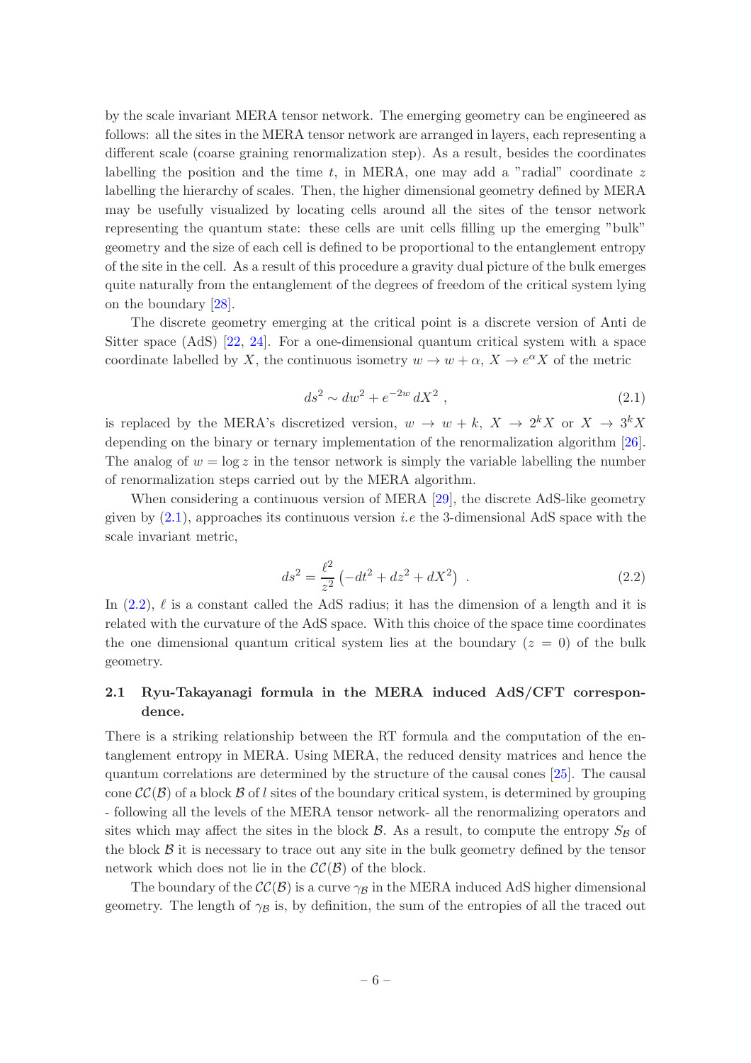by the scale invariant MERA tensor network. The emerging geometry can be engineered as follows: all the sites in the MERA tensor network are arranged in layers, each representing a different scale (coarse graining renormalization step). As a result, besides the coordinates labelling the position and the time $t$, in MERA, one may add a "radial" coordinate $z$ labelling the hierarchy of scales. Then, the higher dimensional geometry defined by MERA may be usefully visualized by locating cells around all the sites of the tensor network representing the quantum state: these cells are unit cells filling up the emerging "bulk" geometry and the size of each cell is defined to be proportional to the entanglement entropy of the site in the cell. As a result of this procedure a gravity dual picture of the bulk emerges quite naturally from the entanglement of the degrees of freedom of the critical system lying on the boundary [28].

The discrete geometry emerging at the critical point is a discrete version of Anti de Sitter space (AdS) [22, 24]. For a one-dimensional quantum critical system with a space coordinate labelled by $X$, the continuous isometry $w \to w + \alpha$, $X \to e^{\alpha} X$ of the metric

$$ds^2 \sim dw^2 + e^{-2w}\, dX^2 \ , \tag{2.1}$$

is replaced by the MERA's discretized version, $w \to w + k$, $X \to 2^k X$ or $X \to 3^k X$ depending on the binary or ternary implementation of the renormalization algorithm [26]. The analog of $w = \log z$ in the tensor network is simply the variable labelling the number of renormalization steps carried out by the MERA algorithm.

When considering a continuous version of MERA [29], the discrete AdS-like geometry given by (2.1), approaches its continuous version *i.e* the 3-dimensional AdS space with the scale invariant metric,

$$ds^2 = \frac{\ell^2}{z^2}\left(-dt^2 + dz^2 + dX^2\right) \ . \tag{2.2}$$

In (2.2), $\ell$ is a constant called the AdS radius; it has the dimension of a length and it is related with the curvature of the AdS space. With this choice of the space time coordinates the one dimensional quantum critical system lies at the boundary ($z = 0$) of the bulk geometry.

### 2.1 Ryu-Takayanagi formula in the MERA induced AdS/CFT correspondence.

There is a striking relationship between the RT formula and the computation of the entanglement entropy in MERA. Using MERA, the reduced density matrices and hence the quantum correlations are determined by the structure of the causal cones [25]. The causal cone $\mathcal{CC}(\mathcal{B})$ of a block $\mathcal{B}$ of $l$ sites of the boundary critical system, is determined by grouping - following all the levels of the MERA tensor network- all the renormalizing operators and sites which may affect the sites in the block $\mathcal{B}$. As a result, to compute the entropy $S_{\mathcal{B}}$ of the block $\mathcal{B}$ it is necessary to trace out any site in the bulk geometry defined by the tensor network which does not lie in the $\mathcal{CC}(\mathcal{B})$ of the block.

The boundary of the $\mathcal{CC}(\mathcal{B})$ is a curve $\gamma_{\mathcal{B}}$ in the MERA induced AdS higher dimensional geometry. The length of $\gamma_{\mathcal{B}}$ is, by definition, the sum of the entropies of all the traced out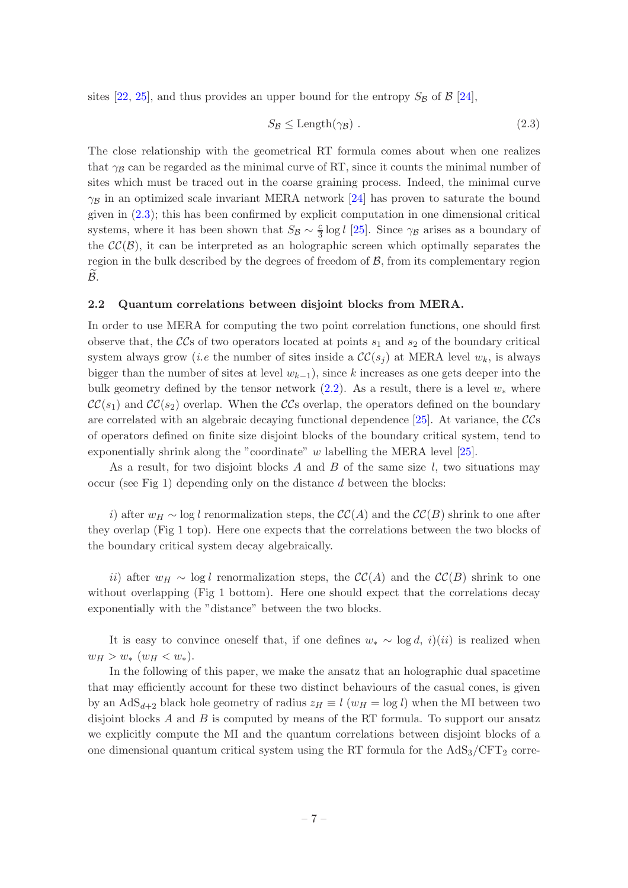sites [22, 25], and thus provides an upper bound for the entropy $S_{\mathcal{B}}$ of $\mathcal{B}$ [24],

$$S_{\mathcal{B}} \leq \text{Length}(\gamma_{\mathcal{B}}) \ . \tag{2.3}$$

The close relationship with the geometrical RT formula comes about when one realizes that $\gamma_{\mathcal{B}}$ can be regarded as the minimal curve of RT, since it counts the minimal number of sites which must be traced out in the coarse graining process. Indeed, the minimal curve $\gamma_{\mathcal{B}}$ in an optimized scale invariant MERA network [24] has proven to saturate the bound given in (2.3); this has been confirmed by explicit computation in one dimensional critical systems, where it has been shown that $S_{\mathcal{B}} \sim \frac{c}{3} \log l$ [25]. Since $\gamma_{\mathcal{B}}$ arises as a boundary of the $\mathcal{CC}(\mathcal{B})$, it can be interpreted as an holographic screen which optimally separates the region in the bulk described by the degrees of freedom of $\mathcal{B}$, from its complementary region $\widetilde{\mathcal{B}}$.

### 2.2 Quantum correlations between disjoint blocks from MERA.

In order to use MERA for computing the two point correlation functions, one should first observe that, the $\mathcal{CC}$s of two operators located at points $s_1$ and $s_2$ of the boundary critical system always grow (*i.e* the number of sites inside a $\mathcal{CC}(s_j)$ at MERA level $w_k$, is always bigger than the number of sites at level $w_{k-1}$), since $k$ increases as one gets deeper into the bulk geometry defined by the tensor network (2.2). As a result, there is a level $w_*$ where $\mathcal{CC}(s_1)$ and $\mathcal{CC}(s_2)$ overlap. When the $\mathcal{CC}$s overlap, the operators defined on the boundary are correlated with an algebraic decaying functional dependence [25]. At variance, the $\mathcal{CC}$s of operators defined on finite size disjoint blocks of the boundary critical system, tend to exponentially shrink along the "coordinate" $w$ labelling the MERA level [25].

As a result, for two disjoint blocks $A$ and $B$ of the same size $l$, two situations may occur (see Fig 1) depending only on the distance $d$ between the blocks:

*i*) after $w_H \sim \log l$ renormalization steps, the $\mathcal{CC}(A)$ and the $\mathcal{CC}(B)$ shrink to one after they overlap (Fig 1 top). Here one expects that the correlations between the two blocks of the boundary critical system decay algebraically.

*ii*) after $w_H \sim \log l$ renormalization steps, the $\mathcal{CC}(A)$ and the $\mathcal{CC}(B)$ shrink to one without overlapping (Fig 1 bottom). Here one should expect that the correlations decay exponentially with the "distance" between the two blocks.

It is easy to convince oneself that, if one defines $w_* \sim \log d$, *i*)(*ii*) is realized when $w_H > w_*$ ($w_H < w_*$).

In the following of this paper, we make the ansatz that an holographic dual spacetime that may efficiently account for these two distinct behaviours of the casual cones, is given by an $\text{AdS}_{d+2}$ black hole geometry of radius $z_H \equiv l$ ($w_H = \log l$) when the MI between two disjoint blocks $A$ and $B$ is computed by means of the RT formula. To support our ansatz we explicitly compute the MI and the quantum correlations between disjoint blocks of a one dimensional quantum critical system using the RT formula for the $\text{AdS}_3/\text{CFT}_2$ corre-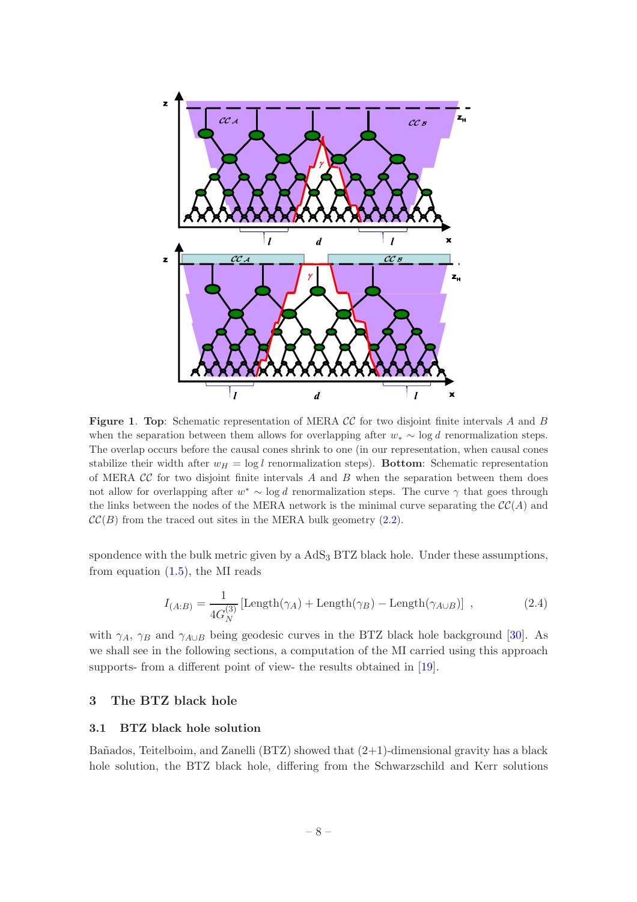**Figure 1**. **Top**: Schematic representation of MERA $\mathcal{CC}$ for two disjoint finite intervals $A$ and $B$ when the separation between them allows for overlapping after $w_* \sim \log d$ renormalization steps. The overlap occurs before the causal cones shrink to one (in our representation, when causal cones stabilize their width after $w_H = \log l$ renormalization steps). **Bottom**: Schematic representation of MERA $\mathcal{CC}$ for two disjoint finite intervals $A$ and $B$ when the separation between them does not allow for overlapping after $w^* \sim \log d$ renormalization steps. The curve $\gamma$ that goes through the links between the nodes of the MERA network is the minimal curve separating the $\mathcal{CC}(A)$ and $\mathcal{CC}(B)$ from the traced out sites in the MERA bulk geometry (2.2).

spondence with the bulk metric given by a AdS$_3$ BTZ black hole. Under these assumptions, from equation (1.5), the MI reads

$$I_{(A:B)} = \frac{1}{4G_N^{(3)}} \left[\text{Length}(\gamma_A) + \text{Length}(\gamma_B) - \text{Length}(\gamma_{A\cup B})\right] \ , \tag{2.4}$$

with $\gamma_A$, $\gamma_B$ and $\gamma_{A\cup B}$ being geodesic curves in the BTZ black hole background [30]. As we shall see in the following sections, a computation of the MI carried using this approach supports- from a different point of view- the results obtained in [19].

## 3 The BTZ black hole

### 3.1 BTZ black hole solution

Bañados, Teitelboim, and Zanelli (BTZ) showed that (2+1)-dimensional gravity has a black hole solution, the BTZ black hole, differing from the Schwarzschild and Kerr solutions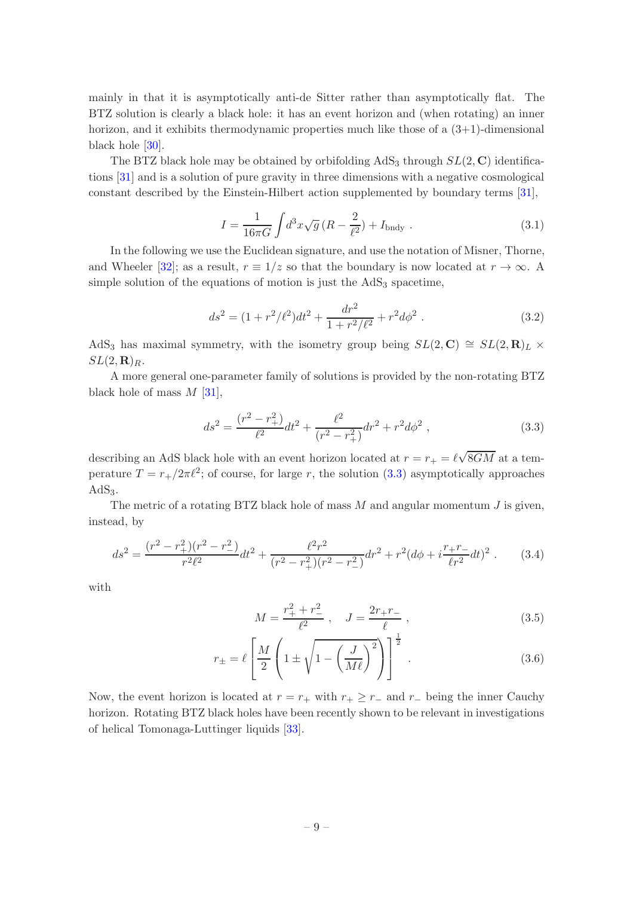mainly in that it is asymptotically anti-de Sitter rather than asymptotically flat. The BTZ solution is clearly a black hole: it has an event horizon and (when rotating) an inner horizon, and it exhibits thermodynamic properties much like those of a (3+1)-dimensional black hole [30].

The BTZ black hole may be obtained by orbifolding $\mathrm{AdS}_3$ through $SL(2,\mathbf{C})$ identifications [31] and is a solution of pure gravity in three dimensions with a negative cosmological constant described by the Einstein-Hilbert action supplemented by boundary terms [31],

$$I = \frac{1}{16\pi G}\int d^3x\sqrt{g}\,(R - \frac{2}{\ell^2}) + I_{\rm bndy}\ . \tag{3.1}$$

In the following we use the Euclidean signature, and use the notation of Misner, Thorne, and Wheeler [32]; as a result, $r \equiv 1/z$ so that the boundary is now located at $r \to \infty$. A simple solution of the equations of motion is just the $\mathrm{AdS}_3$ spacetime,

$$ds^2 = (1 + r^2/\ell^2)dt^2 + \frac{dr^2}{1 + r^2/\ell^2} + r^2 d\phi^2\ . \tag{3.2}$$

$\mathrm{AdS}_3$ has maximal symmetry, with the isometry group being $SL(2,\mathbf{C}) \cong SL(2,\mathbf{R})_L \times SL(2,\mathbf{R})_R$.

A more general one-parameter family of solutions is provided by the non-rotating BTZ black hole of mass $M$ [31],

$$ds^2 = \frac{(r^2 - r_+^2)}{\ell^2}dt^2 + \frac{\ell^2}{(r^2 - r_+^2)}dr^2 + r^2 d\phi^2\ , \tag{3.3}$$

describing an AdS black hole with an event horizon located at $r = r_+ = \ell\sqrt{8GM}$ at a temperature $T = r_+/2\pi\ell^2$; of course, for large $r$, the solution (3.3) asymptotically approaches $\mathrm{AdS}_3$.

The metric of a rotating BTZ black hole of mass $M$ and angular momentum $J$ is given, instead, by

$$ds^2 = \frac{(r^2 - r_+^2)(r^2 - r_-^2)}{r^2\ell^2}dt^2 + \frac{\ell^2 r^2}{(r^2 - r_+^2)(r^2 - r_-^2)}dr^2 + r^2(d\phi + i\frac{r_+ r_-}{\ell r^2}dt)^2\ . \tag{3.4}$$

with

$$M = \frac{r_+^2 + r_-^2}{\ell^2}\ , \quad J = \frac{2r_+ r_-}{\ell}\ , \tag{3.5}$$

$$r_\pm = \ell\left[\frac{M}{2}\left(1 \pm \sqrt{1 - \left(\frac{J}{M\ell}\right)^2}\right)\right]^{\frac{1}{2}}\ . \tag{3.6}$$

Now, the event horizon is located at $r = r_+$ with $r_+ \geq r_-$ and $r_-$ being the inner Cauchy horizon. Rotating BTZ black holes have been recently shown to be relevant in investigations of helical Tomonaga-Luttinger liquids [33].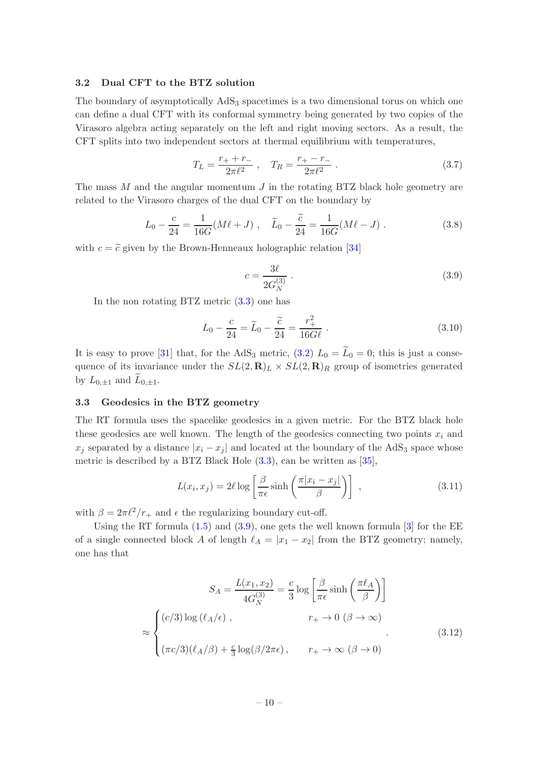### 3.2 Dual CFT to the BTZ solution

The boundary of asymptotically $\mathrm{AdS}_3$ spacetimes is a two dimensional torus on which one can define a dual CFT with its conformal symmetry being generated by two copies of the Virasoro algebra acting separately on the left and right moving sectors. As a result, the CFT splits into two independent sectors at thermal equilibrium with temperatures,

$$T_L = \frac{r_+ + r_-}{2\pi\ell^2} \ , \quad T_R = \frac{r_+ - r_-}{2\pi\ell^2} \ . \tag{3.7}$$

The mass $M$ and the angular momentum $J$ in the rotating BTZ black hole geometry are related to the Virasoro charges of the dual CFT on the boundary by

$$L_0 - \frac{c}{24} = \frac{1}{16G}(M\ell + J) \ , \quad \widetilde{L}_0 - \frac{\widetilde{c}}{24} = \frac{1}{16G}(M\ell - J) \ . \tag{3.8}$$

with $c = \widetilde{c}$ given by the Brown-Henneaux holographic relation [34]

$$c = \frac{3\ell}{2G_N^{(3)}} \ . \tag{3.9}$$

In the non rotating BTZ metric (3.3) one has

$$L_0 - \frac{c}{24} = \widetilde{L}_0 - \frac{\widetilde{c}}{24} = \frac{r_+^2}{16G\ell} \ . \tag{3.10}$$

It is easy to prove [31] that, for the $\mathrm{AdS}_3$ metric, (3.2) $L_0 = \widetilde{L}_0 = 0$; this is just a consequence of its invariance under the $SL(2,\mathbf{R})_L \times SL(2,\mathbf{R})_R$ group of isometries generated by $L_{0,\pm1}$ and $\widetilde{L}_{0,\pm1}$.

### 3.3 Geodesics in the BTZ geometry

The RT formula uses the spacelike geodesics in a given metric. For the BTZ black hole these geodesics are well known. The length of the geodesics connecting two points $x_i$ and $x_j$ separated by a distance $|x_i - x_j|$ and located at the boundary of the $\mathrm{AdS}_3$ space whose metric is described by a BTZ Black Hole (3.3), can be written as [35],

$$L(x_i, x_j) = 2\ell \log\left[\frac{\beta}{\pi\epsilon}\sinh\left(\frac{\pi|x_i - x_j|}{\beta}\right)\right] \ , \tag{3.11}$$

with $\beta = 2\pi\ell^2/r_+$ and $\epsilon$ the regularizing boundary cut-off.

Using the RT formula (1.5) and (3.9), one gets the well known formula [3] for the EE of a single connected block $A$ of length $\ell_A = |x_1 - x_2|$ from the BTZ geometry; namely, one has that

$$\begin{aligned} S_A &= \frac{L(x_1,x_2)}{4G_N^{(3)}} = \frac{c}{3}\log\left[\frac{\beta}{\pi\epsilon}\sinh\left(\frac{\pi\ell_A}{\beta}\right)\right] \\ &\approx \begin{cases} (c/3)\log\left(\ell_A/\epsilon\right) \ , & r_+ \to 0 \ (\beta \to \infty) \\ (\pi c/3)(\ell_A/\beta) + \frac{c}{3}\log(\beta/2\pi\epsilon) \ , & r_+ \to \infty \ (\beta \to 0) \end{cases} \ . \end{aligned} \tag{3.12}$$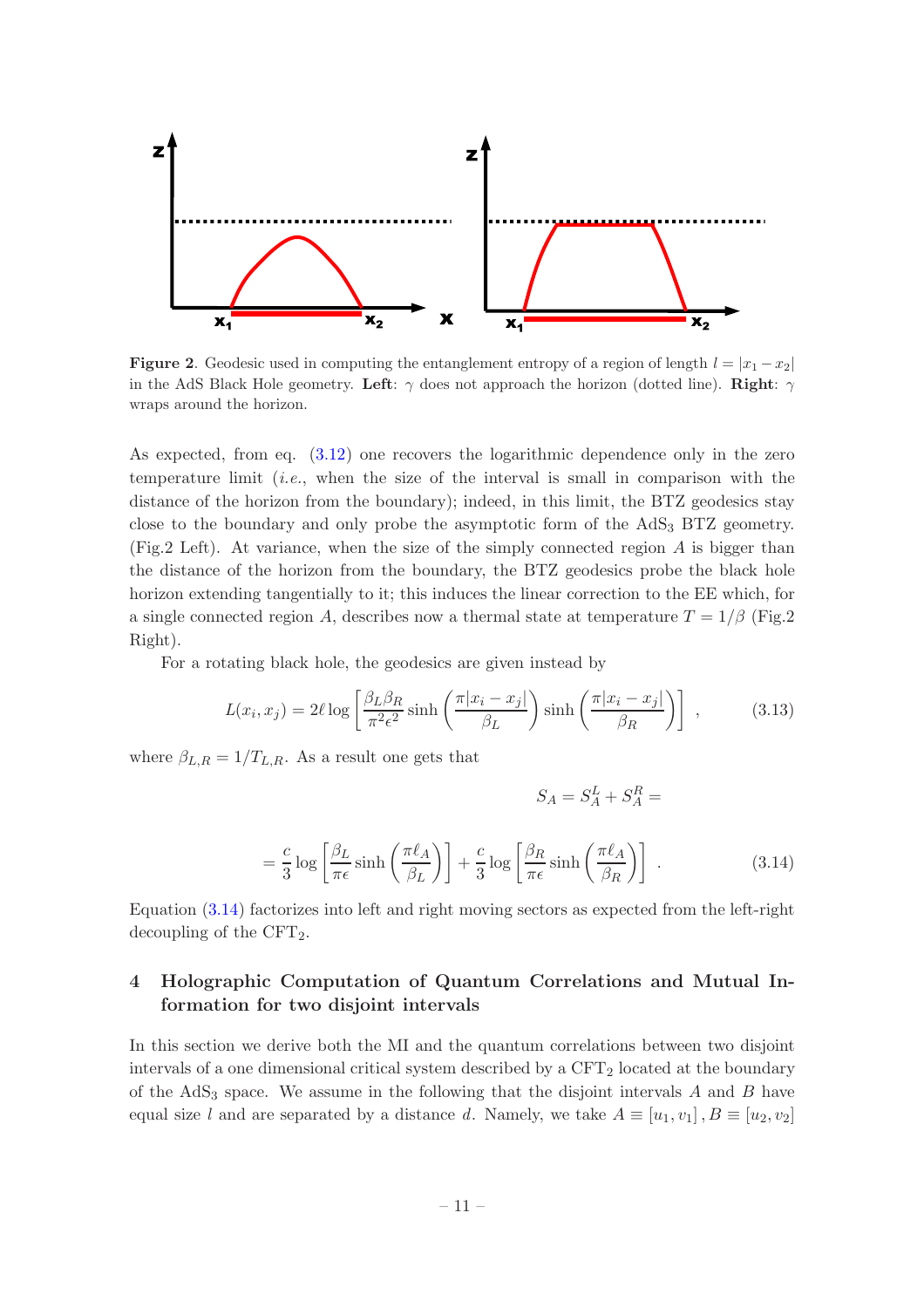**Figure 2**. Geodesic used in computing the entanglement entropy of a region of length $l = |x_1 - x_2|$ in the AdS Black Hole geometry. **Left**: $\gamma$ does not approach the horizon (dotted line). **Right**: $\gamma$ wraps around the horizon.

As expected, from eq. (3.12) one recovers the logarithmic dependence only in the zero temperature limit (*i.e.*, when the size of the interval is small in comparison with the distance of the horizon from the boundary); indeed, in this limit, the BTZ geodesics stay close to the boundary and only probe the asymptotic form of the $AdS_3$ BTZ geometry. (Fig.2 Left). At variance, when the size of the simply connected region $A$ is bigger than the distance of the horizon from the boundary, the BTZ geodesics probe the black hole horizon extending tangentially to it; this induces the linear correction to the EE which, for a single connected region $A$, describes now a thermal state at temperature $T = 1/\beta$ (Fig.2 Right).

For a rotating black hole, the geodesics are given instead by

$$L(x_i, x_j) = 2\ell \log\left[\frac{\beta_L \beta_R}{\pi^2 \epsilon^2} \sinh\left(\frac{\pi |x_i - x_j|}{\beta_L}\right) \sinh\left(\frac{\pi |x_i - x_j|}{\beta_R}\right)\right] , \tag{3.13}$$

where $\beta_{L,R} = 1/T_{L,R}$. As a result one gets that

$$S_A = S_A^L + S_A^R =$$

$$= \frac{c}{3} \log\left[\frac{\beta_L}{\pi \epsilon} \sinh\left(\frac{\pi \ell_A}{\beta_L}\right)\right] + \frac{c}{3} \log\left[\frac{\beta_R}{\pi \epsilon} \sinh\left(\frac{\pi \ell_A}{\beta_R}\right)\right] . \tag{3.14}$$

Equation (3.14) factorizes into left and right moving sectors as expected from the left-right decoupling of the $CFT_2$.

## 4 Holographic Computation of Quantum Correlations and Mutual Information for two disjoint intervals

In this section we derive both the MI and the quantum correlations between two disjoint intervals of a one dimensional critical system described by a $CFT_2$ located at the boundary of the $AdS_3$ space. We assume in the following that the disjoint intervals $A$ and $B$ have equal size $l$ and are separated by a distance $d$. Namely, we take $A \equiv [u_1, v_1]$ , $B \equiv [u_2, v_2]$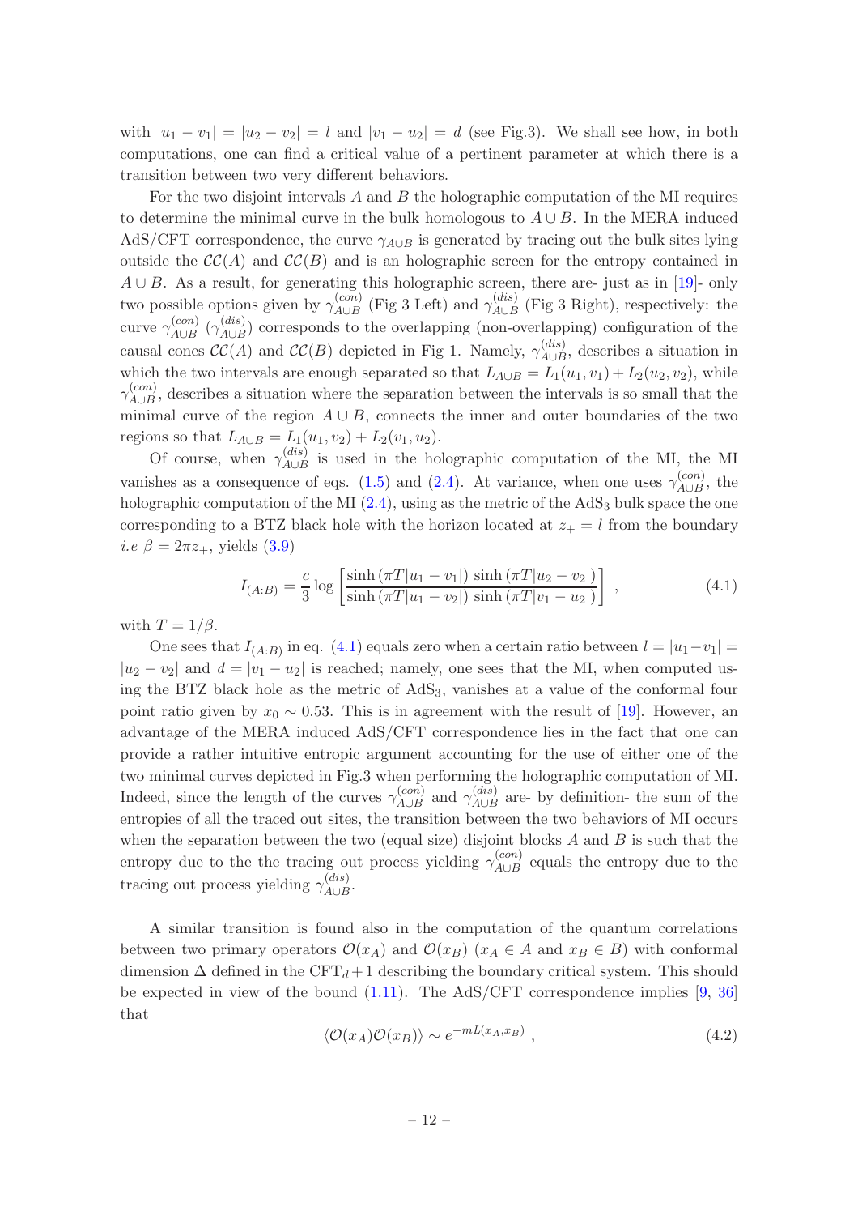with $|u_1 - v_1| = |u_2 - v_2| = l$ and $|v_1 - u_2| = d$ (see Fig.3). We shall see how, in both computations, one can find a critical value of a pertinent parameter at which there is a transition between two very different behaviors.

For the two disjoint intervals $A$ and $B$ the holographic computation of the MI requires to determine the minimal curve in the bulk homologous to $A \cup B$. In the MERA induced AdS/CFT correspondence, the curve $\gamma_{A\cup B}$ is generated by tracing out the bulk sites lying outside the $\mathcal{CC}(A)$ and $\mathcal{CC}(B)$ and is an holographic screen for the entropy contained in $A \cup B$. As a result, for generating this holographic screen, there are- just as in [19]- only two possible options given by $\gamma_{A\cup B}^{(con)}$ (Fig 3 Left) and $\gamma_{A\cup B}^{(dis)}$ (Fig 3 Right), respectively: the curve $\gamma_{A\cup B}^{(con)}$ ($\gamma_{A\cup B}^{(dis)}$) corresponds to the overlapping (non-overlapping) configuration of the causal cones $\mathcal{CC}(A)$ and $\mathcal{CC}(B)$ depicted in Fig 1. Namely, $\gamma_{A\cup B}^{(dis)}$, describes a situation in which the two intervals are enough separated so that $L_{A\cup B} = L_1(u_1, v_1) + L_2(u_2, v_2)$, while $\gamma_{A\cup B}^{(con)}$, describes a situation where the separation between the intervals is so small that the minimal curve of the region $A \cup B$, connects the inner and outer boundaries of the two regions so that $L_{A\cup B} = L_1(u_1, v_2) + L_2(v_1, u_2)$.

Of course, when $\gamma_{A\cup B}^{(dis)}$ is used in the holographic computation of the MI, the MI vanishes as a consequence of eqs. (1.5) and (2.4). At variance, when one uses $\gamma_{A\cup B}^{(con)}$, the holographic computation of the MI (2.4), using as the metric of the AdS$_3$ bulk space the one corresponding to a BTZ black hole with the horizon located at $z_+ = l$ from the boundary *i.e* $\beta = 2\pi z_+$, yields (3.9)

$$I_{(A:B)} = \frac{c}{3} \log \left[ \frac{\sinh\left(\pi T |u_1 - v_1|\right) \, \sinh\left(\pi T |u_2 - v_2|\right)}{\sinh\left(\pi T |u_1 - v_2|\right) \, \sinh\left(\pi T |v_1 - u_2|\right)} \right] \,, \tag{4.1}$$

with $T = 1/\beta$.

One sees that $I_{(A:B)}$ in eq. (4.1) equals zero when a certain ratio between $l = |u_1 - v_1| = |u_2 - v_2|$ and $d = |v_1 - u_2|$ is reached; namely, one sees that the MI, when computed using the BTZ black hole as the metric of AdS$_3$, vanishes at a value of the conformal four point ratio given by $x_0 \sim 0.53$. This is in agreement with the result of [19]. However, an advantage of the MERA induced AdS/CFT correspondence lies in the fact that one can provide a rather intuitive entropic argument accounting for the use of either one of the two minimal curves depicted in Fig.3 when performing the holographic computation of MI. Indeed, since the length of the curves $\gamma_{A\cup B}^{(con)}$ and $\gamma_{A\cup B}^{(dis)}$ are- by definition- the sum of the entropies of all the traced out sites, the transition between the two behaviors of MI occurs when the separation between the two (equal size) disjoint blocks $A$ and $B$ is such that the entropy due to the the tracing out process yielding $\gamma_{A\cup B}^{(con)}$ equals the entropy due to the tracing out process yielding $\gamma_{A\cup B}^{(dis)}$.

A similar transition is found also in the computation of the quantum correlations between two primary operators $\mathcal{O}(x_A)$ and $\mathcal{O}(x_B)$ ($x_A \in A$ and $x_B \in B$) with conformal dimension $\Delta$ defined in the CFT$_d$+1 describing the boundary critical system. This should be expected in view of the bound (1.11). The AdS/CFT correspondence implies [9, 36] that

$$\langle \mathcal{O}(x_A) \mathcal{O}(x_B) \rangle \sim e^{-mL(x_A, x_B)} \,, \tag{4.2}$$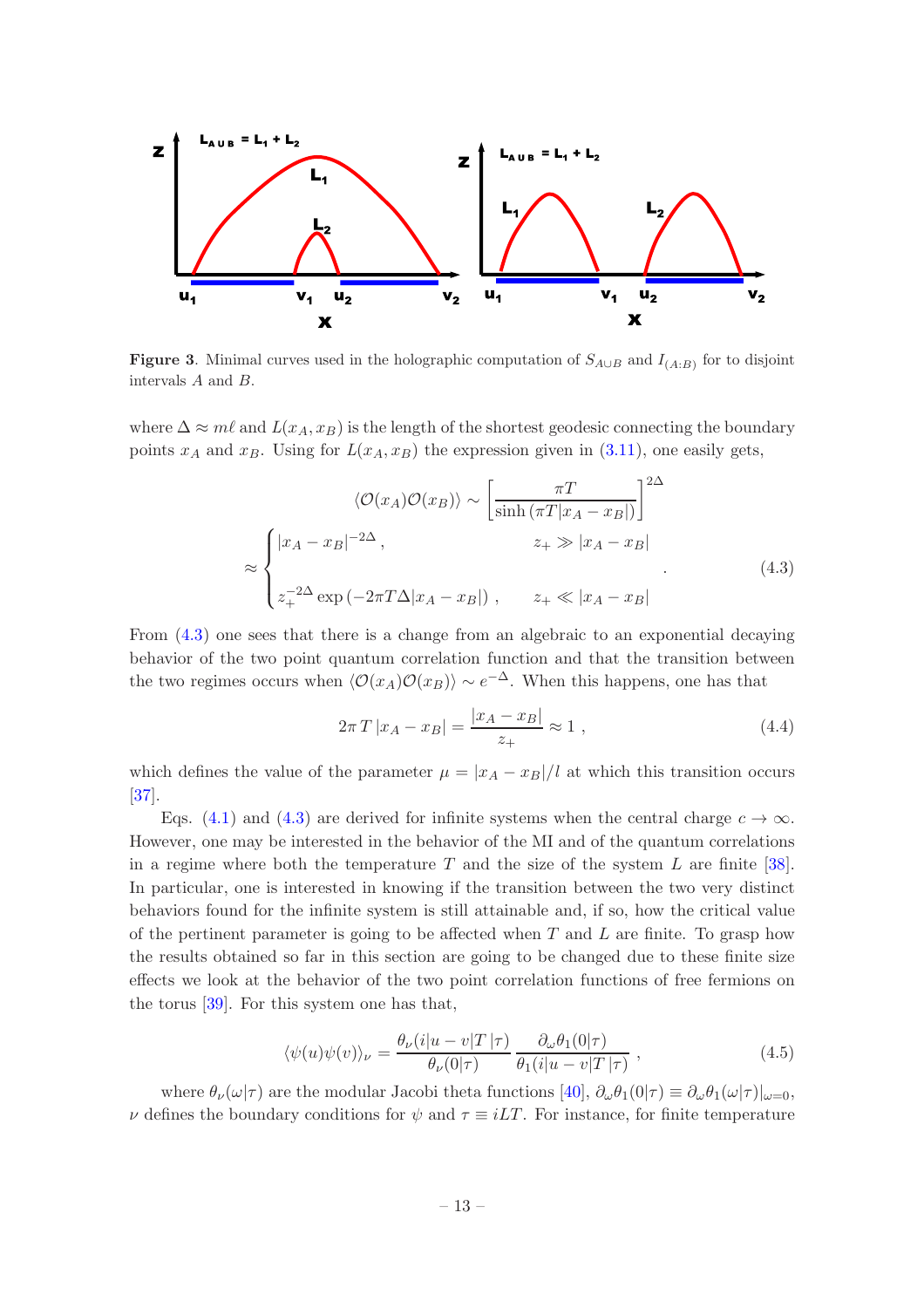**Figure 3**. Minimal curves used in the holographic computation of $S_{A\cup B}$ and $I_{(A:B)}$ for to disjoint intervals $A$ and $B$.

where $\Delta \approx m\ell$ and $L(x_A, x_B)$ is the length of the shortest geodesic connecting the boundary points $x_A$ and $x_B$. Using for $L(x_A, x_B)$ the expression given in (3.11), one easily gets,

$$
\langle \mathcal{O}(x_A)\mathcal{O}(x_B)\rangle \sim \left[\frac{\pi T}{\sinh\left(\pi T|x_A - x_B|\right)}\right]^{2\Delta}
$$

$$
\approx \begin{cases} |x_A - x_B|^{-2\Delta}\,, & z_+ \gg |x_A - x_B| \\ \\ z_+^{-2\Delta}\exp\left(-2\pi T\Delta|x_A - x_B|\right)\,, & z_+ \ll |x_A - x_B| \end{cases} . \tag{4.3}
$$

From (4.3) one sees that there is a change from an algebraic to an exponential decaying behavior of the two point quantum correlation function and that the transition between the two regimes occurs when $\langle \mathcal{O}(x_A)\mathcal{O}(x_B)\rangle \sim e^{-\Delta}$. When this happens, one has that

$$
2\pi\, T\, |x_A - x_B| = \frac{|x_A - x_B|}{z_+} \approx 1\;, \tag{4.4}
$$

which defines the value of the parameter $\mu = |x_A - x_B|/l$ at which this transition occurs [37].

Eqs. (4.1) and (4.3) are derived for infinite systems when the central charge $c \to \infty$. However, one may be interested in the behavior of the MI and of the quantum correlations in a regime where both the temperature $T$ and the size of the system $L$ are finite [38]. In particular, one is interested in knowing if the transition between the two very distinct behaviors found for the infinite system is still attainable and, if so, how the critical value of the pertinent parameter is going to be affected when $T$ and $L$ are finite. To grasp how the results obtained so far in this section are going to be changed due to these finite size effects we look at the behavior of the two point correlation functions of free fermions on the torus [39]. For this system one has that,

$$
\langle \psi(u)\psi(v)\rangle_\nu = \frac{\theta_\nu(i|u-v|T\,|\tau)}{\theta_\nu(0|\tau)}\,\frac{\partial_\omega\theta_1(0|\tau)}{\theta_1(i|u-v|T\,|\tau)}\;, \tag{4.5}
$$

where $\theta_\nu(\omega|\tau)$ are the modular Jacobi theta functions [40], $\partial_\omega\theta_1(0|\tau) \equiv \partial_\omega\theta_1(\omega|\tau)|_{\omega=0}$, $\nu$ defines the boundary conditions for $\psi$ and $\tau \equiv iLT$. For instance, for finite temperature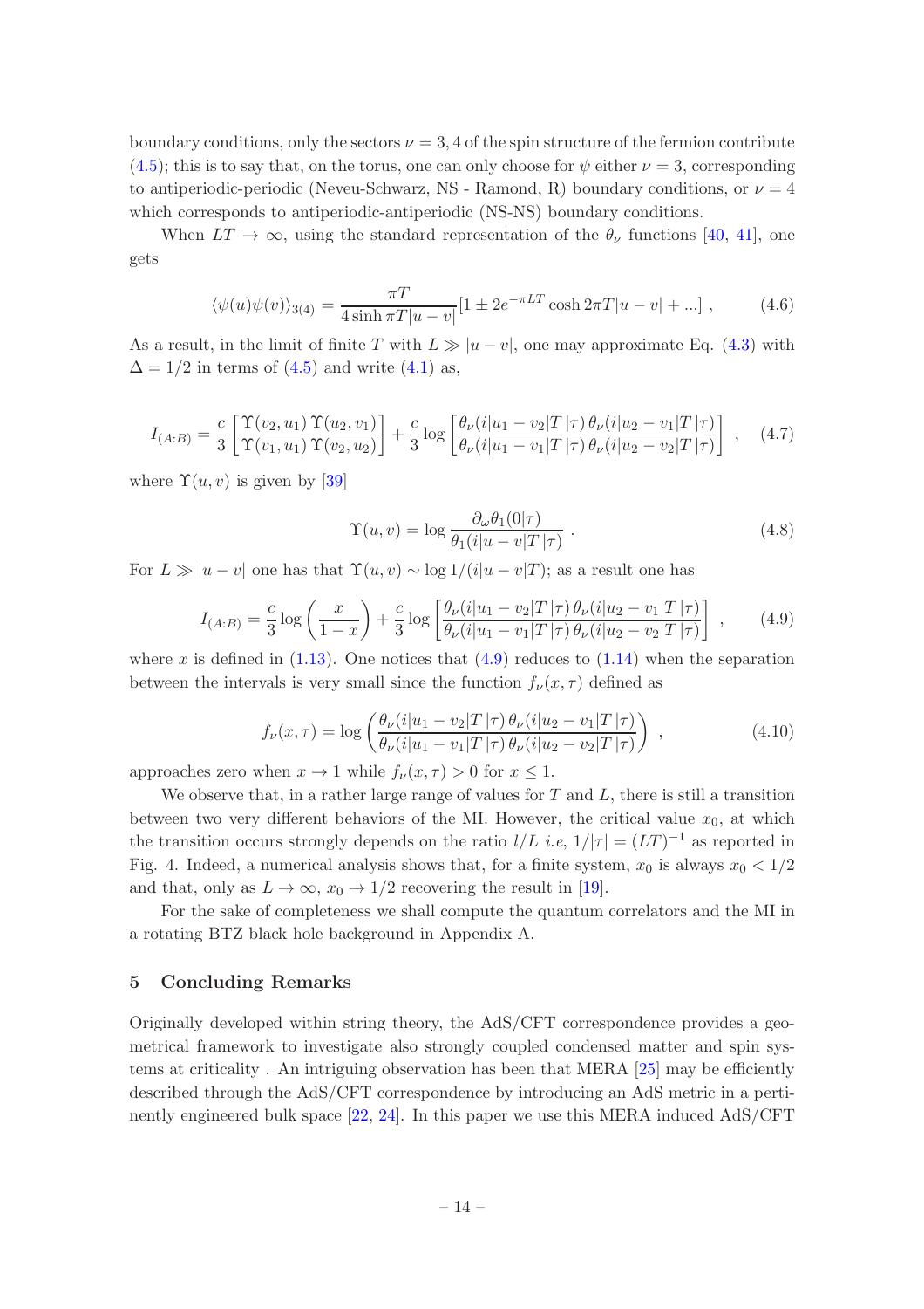boundary conditions, only the sectors $\nu = 3, 4$ of the spin structure of the fermion contribute (4.5); this is to say that, on the torus, one can only choose for $\psi$ either $\nu = 3$, corresponding to antiperiodic-periodic (Neveu-Schwarz, NS - Ramond, R) boundary conditions, or $\nu = 4$ which corresponds to antiperiodic-antiperiodic (NS-NS) boundary conditions.

When $LT \to \infty$, using the standard representation of the $\theta_\nu$ functions [40, 41], one gets

$$\langle \psi(u)\psi(v)\rangle_{3(4)} = \frac{\pi T}{4 \sinh \pi T|u-v|}[1 \pm 2e^{-\pi LT}\cosh 2\pi T|u-v| + ...] \ , \tag{4.6}$$

As a result, in the limit of finite $T$ with $L \gg |u - v|$, one may approximate Eq. (4.3) with $\Delta = 1/2$ in terms of (4.5) and write (4.1) as,

$$I_{(A:B)} = \frac{c}{3}\left[\frac{\Upsilon(v_2, u_1)\,\Upsilon(u_2, v_1)}{\Upsilon(v_1, u_1)\,\Upsilon(v_2, u_2)}\right] + \frac{c}{3}\log\left[\frac{\theta_\nu(i|u_1 - v_2|T\,|\tau)\,\theta_\nu(i|u_2 - v_1|T\,|\tau)}{\theta_\nu(i|u_1 - v_1|T\,|\tau)\,\theta_\nu(i|u_2 - v_2|T\,|\tau)}\right] \ , \tag{4.7}$$

where $\Upsilon(u, v)$ is given by [39]

$$\Upsilon(u, v) = \log\frac{\partial_\omega \theta_1(0|\tau)}{\theta_1(i|u-v|T\,|\tau)} \ . \tag{4.8}$$

For $L \gg |u - v|$ one has that $\Upsilon(u, v) \sim \log 1/(i|u - v|T)$; as a result one has

$$I_{(A:B)} = \frac{c}{3}\log\left(\frac{x}{1-x}\right) + \frac{c}{3}\log\left[\frac{\theta_\nu(i|u_1 - v_2|T\,|\tau)\,\theta_\nu(i|u_2 - v_1|T\,|\tau)}{\theta_\nu(i|u_1 - v_1|T\,|\tau)\,\theta_\nu(i|u_2 - v_2|T\,|\tau)}\right] \ , \tag{4.9}$$

where $x$ is defined in (1.13). One notices that (4.9) reduces to (1.14) when the separation between the intervals is very small since the function $f_\nu(x, \tau)$ defined as

$$f_\nu(x, \tau) = \log\left(\frac{\theta_\nu(i|u_1 - v_2|T\,|\tau)\,\theta_\nu(i|u_2 - v_1|T\,|\tau)}{\theta_\nu(i|u_1 - v_1|T\,|\tau)\,\theta_\nu(i|u_2 - v_2|T\,|\tau)}\right) \ , \tag{4.10}$$

approaches zero when $x \to 1$ while $f_\nu(x, \tau) > 0$ for $x \leq 1$.

We observe that, in a rather large range of values for $T$ and $L$, there is still a transition between two very different behaviors of the MI. However, the critical value $x_0$, at which the transition occurs strongly depends on the ratio $l/L$ *i.e*, $1/|\tau| = (LT)^{-1}$ as reported in Fig. 4. Indeed, a numerical analysis shows that, for a finite system, $x_0$ is always $x_0 < 1/2$ and that, only as $L \to \infty$, $x_0 \to 1/2$ recovering the result in [19].

For the sake of completeness we shall compute the quantum correlators and the MI in a rotating BTZ black hole background in Appendix A.

## 5 Concluding Remarks

Originally developed within string theory, the AdS/CFT correspondence provides a geometrical framework to investigate also strongly coupled condensed matter and spin systems at criticality . An intriguing observation has been that MERA [25] may be efficiently described through the AdS/CFT correspondence by introducing an AdS metric in a pertinently engineered bulk space [22, 24]. In this paper we use this MERA induced AdS/CFT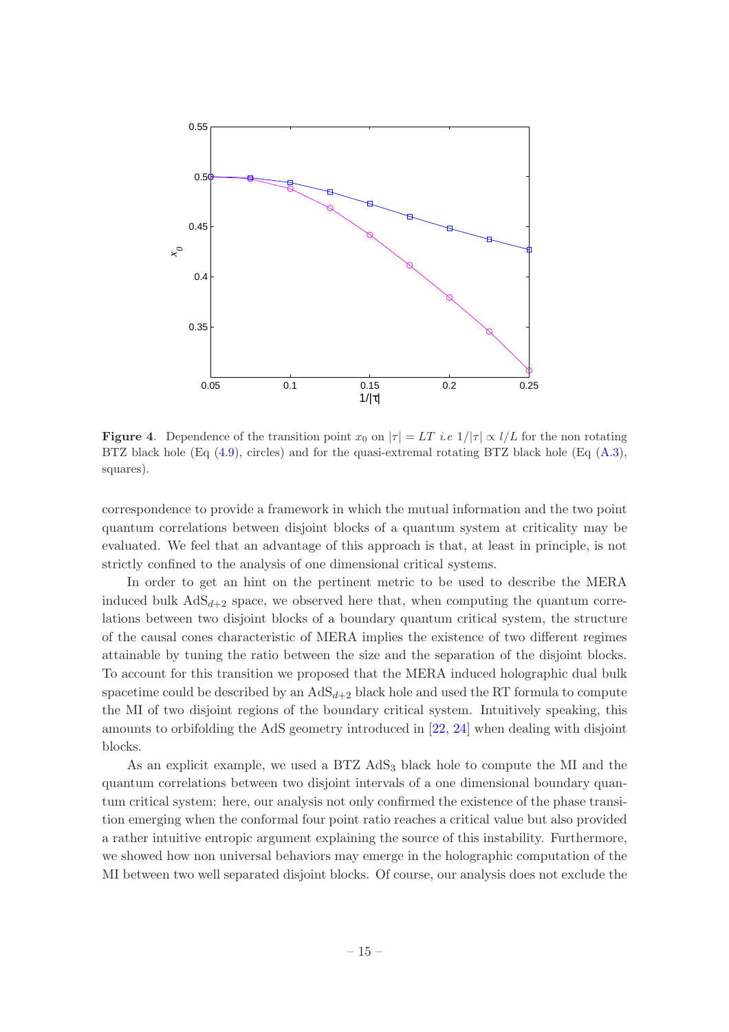**Figure 4**. Dependence of the transition point $x_0$ on $|\tau| = LT$ *i.e* $1/|\tau| \propto l/L$ for the non rotating BTZ black hole (Eq (4.9), circles) and for the quasi-extremal rotating BTZ black hole (Eq (A.3), squares).

correspondence to provide a framework in which the mutual information and the two point quantum correlations between disjoint blocks of a quantum system at criticality may be evaluated. We feel that an advantage of this approach is that, at least in principle, is not strictly confined to the analysis of one dimensional critical systems.

In order to get an hint on the pertinent metric to be used to describe the MERA induced bulk $\mathrm{AdS}_{d+2}$ space, we observed here that, when computing the quantum correlations between two disjoint blocks of a boundary quantum critical system, the structure of the causal cones characteristic of MERA implies the existence of two different regimes attainable by tuning the ratio between the size and the separation of the disjoint blocks. To account for this transition we proposed that the MERA induced holographic dual bulk spacetime could be described by an $\mathrm{AdS}_{d+2}$ black hole and used the RT formula to compute the MI of two disjoint regions of the boundary critical system. Intuitively speaking, this amounts to orbifolding the AdS geometry introduced in [22, 24] when dealing with disjoint blocks.

As an explicit example, we used a BTZ $\mathrm{AdS}_3$ black hole to compute the MI and the quantum correlations between two disjoint intervals of a one dimensional boundary quantum critical system: here, our analysis not only confirmed the existence of the phase transition emerging when the conformal four point ratio reaches a critical value but also provided a rather intuitive entropic argument explaining the source of this instability. Furthermore, we showed how non universal behaviors may emerge in the holographic computation of the MI between two well separated disjoint blocks. Of course, our analysis does not exclude the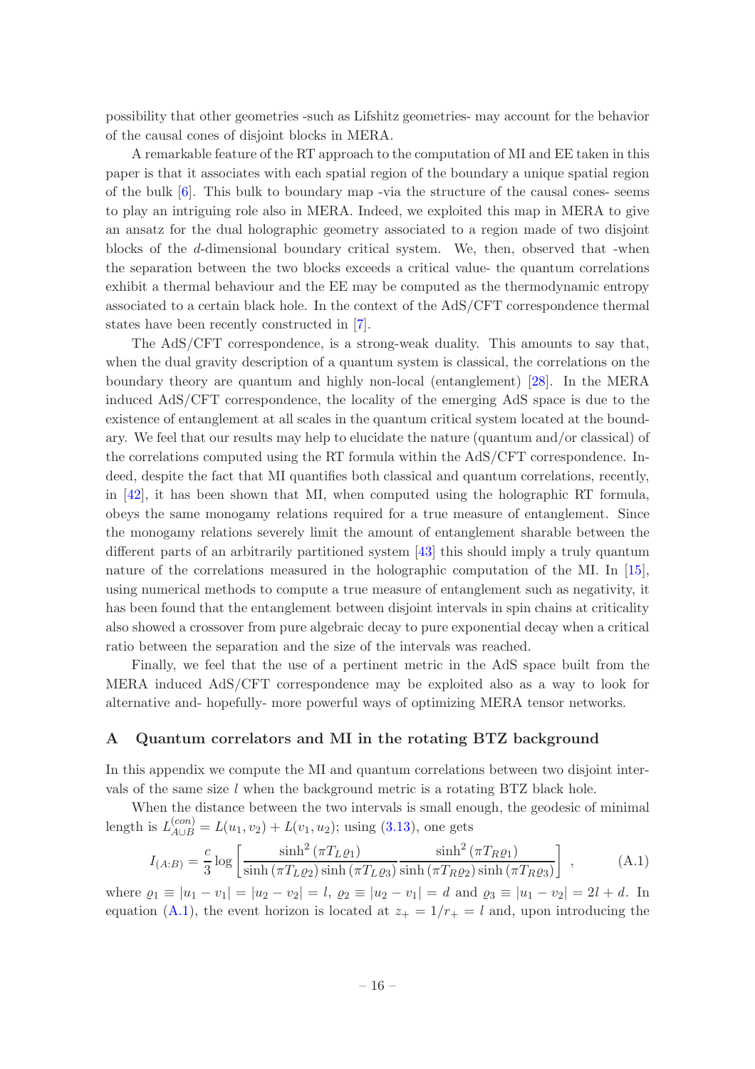possibility that other geometries -such as Lifshitz geometries- may account for the behavior of the causal cones of disjoint blocks in MERA.

A remarkable feature of the RT approach to the computation of MI and EE taken in this paper is that it associates with each spatial region of the boundary a unique spatial region of the bulk [6]. This bulk to boundary map -via the structure of the causal cones- seems to play an intriguing role also in MERA. Indeed, we exploited this map in MERA to give an ansatz for the dual holographic geometry associated to a region made of two disjoint blocks of the $d$-dimensional boundary critical system. We, then, observed that -when the separation between the two blocks exceeds a critical value- the quantum correlations exhibit a thermal behaviour and the EE may be computed as the thermodynamic entropy associated to a certain black hole. In the context of the AdS/CFT correspondence thermal states have been recently constructed in [7].

The AdS/CFT correspondence, is a strong-weak duality. This amounts to say that, when the dual gravity description of a quantum system is classical, the correlations on the boundary theory are quantum and highly non-local (entanglement) [28]. In the MERA induced AdS/CFT correspondence, the locality of the emerging AdS space is due to the existence of entanglement at all scales in the quantum critical system located at the boundary. We feel that our results may help to elucidate the nature (quantum and/or classical) of the correlations computed using the RT formula within the AdS/CFT correspondence. Indeed, despite the fact that MI quantifies both classical and quantum correlations, recently, in [42], it has been shown that MI, when computed using the holographic RT formula, obeys the same monogamy relations required for a true measure of entanglement. Since the monogamy relations severely limit the amount of entanglement sharable between the different parts of an arbitrarily partitioned system [43] this should imply a truly quantum nature of the correlations measured in the holographic computation of the MI. In [15], using numerical methods to compute a true measure of entanglement such as negativity, it has been found that the entanglement between disjoint intervals in spin chains at criticality also showed a crossover from pure algebraic decay to pure exponential decay when a critical ratio between the separation and the size of the intervals was reached.

Finally, we feel that the use of a pertinent metric in the AdS space built from the MERA induced AdS/CFT correspondence may be exploited also as a way to look for alternative and- hopefully- more powerful ways of optimizing MERA tensor networks.

## A Quantum correlators and MI in the rotating BTZ background

In this appendix we compute the MI and quantum correlations between two disjoint intervals of the same size $l$ when the background metric is a rotating BTZ black hole.

When the distance between the two intervals is small enough, the geodesic of minimal length is $L^{(con)}_{A\cup B} = L(u_1, v_2) + L(v_1, u_2)$; using (3.13), one gets

$$I_{(A:B)} = \frac{c}{3}\log\left[\frac{\sinh^2(\pi T_L \varrho_1)}{\sinh(\pi T_L \varrho_2)\sinh(\pi T_L \varrho_3)}\frac{\sinh^2(\pi T_R \varrho_1)}{\sinh(\pi T_R \varrho_2)\sinh(\pi T_R \varrho_3)}\right] , \tag{A.1}$$

where $\varrho_1 \equiv |u_1 - v_1| = |u_2 - v_2| = l$, $\varrho_2 \equiv |u_2 - v_1| = d$ and $\varrho_3 \equiv |u_1 - v_2| = 2l + d$. In equation (A.1), the event horizon is located at $z_+ = 1/r_+ = l$ and, upon introducing the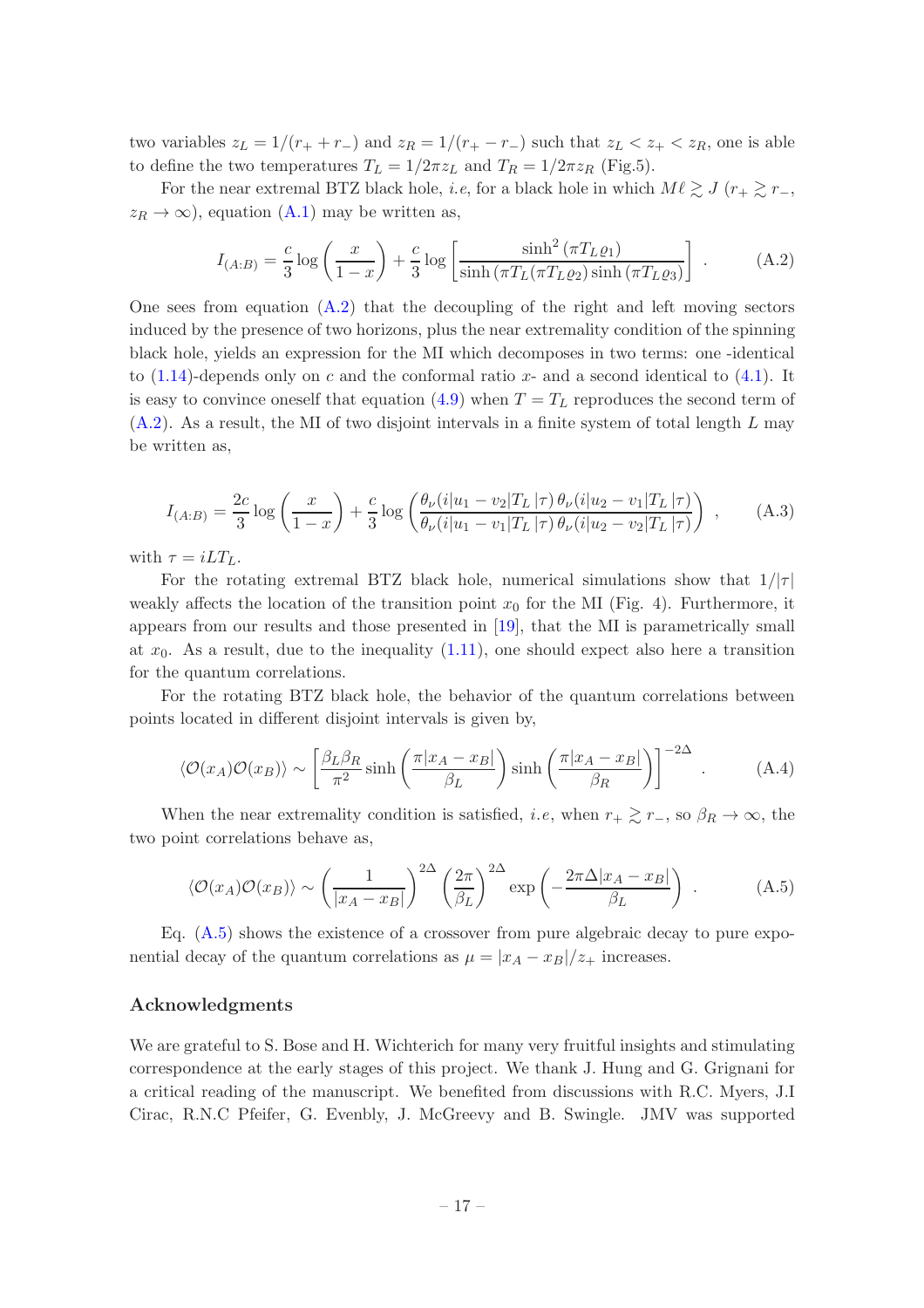two variables $z_L = 1/(r_+ + r_-)$ and $z_R = 1/(r_+ - r_-)$ such that $z_L < z_+ < z_R$, one is able to define the two temperatures $T_L = 1/2\pi z_L$ and $T_R = 1/2\pi z_R$ (Fig.5).

For the near extremal BTZ black hole, *i.e*, for a black hole in which $M\ell \gtrsim J$ ($r_+ \gtrsim r_-$, $z_R \to \infty$), equation (A.1) may be written as,

$$I_{(A:B)} = \frac{c}{3}\log\left(\frac{x}{1-x}\right) + \frac{c}{3}\log\left[\frac{\sinh^2(\pi T_L \varrho_1)}{\sinh(\pi T_L(\pi T_L \varrho_2)\sinh(\pi T_L \varrho_3)}\right] . \tag{A.2}$$

One sees from equation (A.2) that the decoupling of the right and left moving sectors induced by the presence of two horizons, plus the near extremality condition of the spinning black hole, yields an expression for the MI which decomposes in two terms: one -identical to (1.14)-depends only on $c$ and the conformal ratio $x$- and a second identical to (4.1). It is easy to convince oneself that equation (4.9) when $T = T_L$ reproduces the second term of (A.2). As a result, the MI of two disjoint intervals in a finite system of total length $L$ may be written as,

$$I_{(A:B)} = \frac{2c}{3}\log\left(\frac{x}{1-x}\right) + \frac{c}{3}\log\left(\frac{\theta_\nu(i|u_1 - v_2|T_L\,|\tau)\,\theta_\nu(i|u_2 - v_1|T_L\,|\tau)}{\theta_\nu(i|u_1 - v_1|T_L\,|\tau)\,\theta_\nu(i|u_2 - v_2|T_L\,|\tau)}\right) , \tag{A.3}$$

with $\tau = iLT_L$.

For the rotating extremal BTZ black hole, numerical simulations show that $1/|\tau|$ weakly affects the location of the transition point $x_0$ for the MI (Fig. 4). Furthermore, it appears from our results and those presented in [19], that the MI is parametrically small at $x_0$. As a result, due to the inequality (1.11), one should expect also here a transition for the quantum correlations.

For the rotating BTZ black hole, the behavior of the quantum correlations between points located in different disjoint intervals is given by,

$$\langle\mathcal{O}(x_A)\mathcal{O}(x_B)\rangle \sim \left[\frac{\beta_L\beta_R}{\pi^2}\sinh\left(\frac{\pi|x_A - x_B|}{\beta_L}\right)\sinh\left(\frac{\pi|x_A - x_B|}{\beta_R}\right)\right]^{-2\Delta} . \tag{A.4}$$

When the near extremality condition is satisfied, *i.e*, when $r_+ \gtrsim r_-$, so $\beta_R \to \infty$, the two point correlations behave as,

$$\langle\mathcal{O}(x_A)\mathcal{O}(x_B)\rangle \sim \left(\frac{1}{|x_A - x_B|}\right)^{2\Delta}\left(\frac{2\pi}{\beta_L}\right)^{2\Delta}\exp\left(-\frac{2\pi\Delta|x_A - x_B|}{\beta_L}\right) . \tag{A.5}$$

Eq. (A.5) shows the existence of a crossover from pure algebraic decay to pure exponential decay of the quantum correlations as $\mu = |x_A - x_B|/z_+$ increases.

## Acknowledgments

We are grateful to S. Bose and H. Wichterich for many very fruitful insights and stimulating correspondence at the early stages of this project. We thank J. Hung and G. Grignani for a critical reading of the manuscript. We benefited from discussions with R.C. Myers, J.I Cirac, R.N.C Pfeifer, G. Evenbly, J. McGreevy and B. Swingle. JMV was supported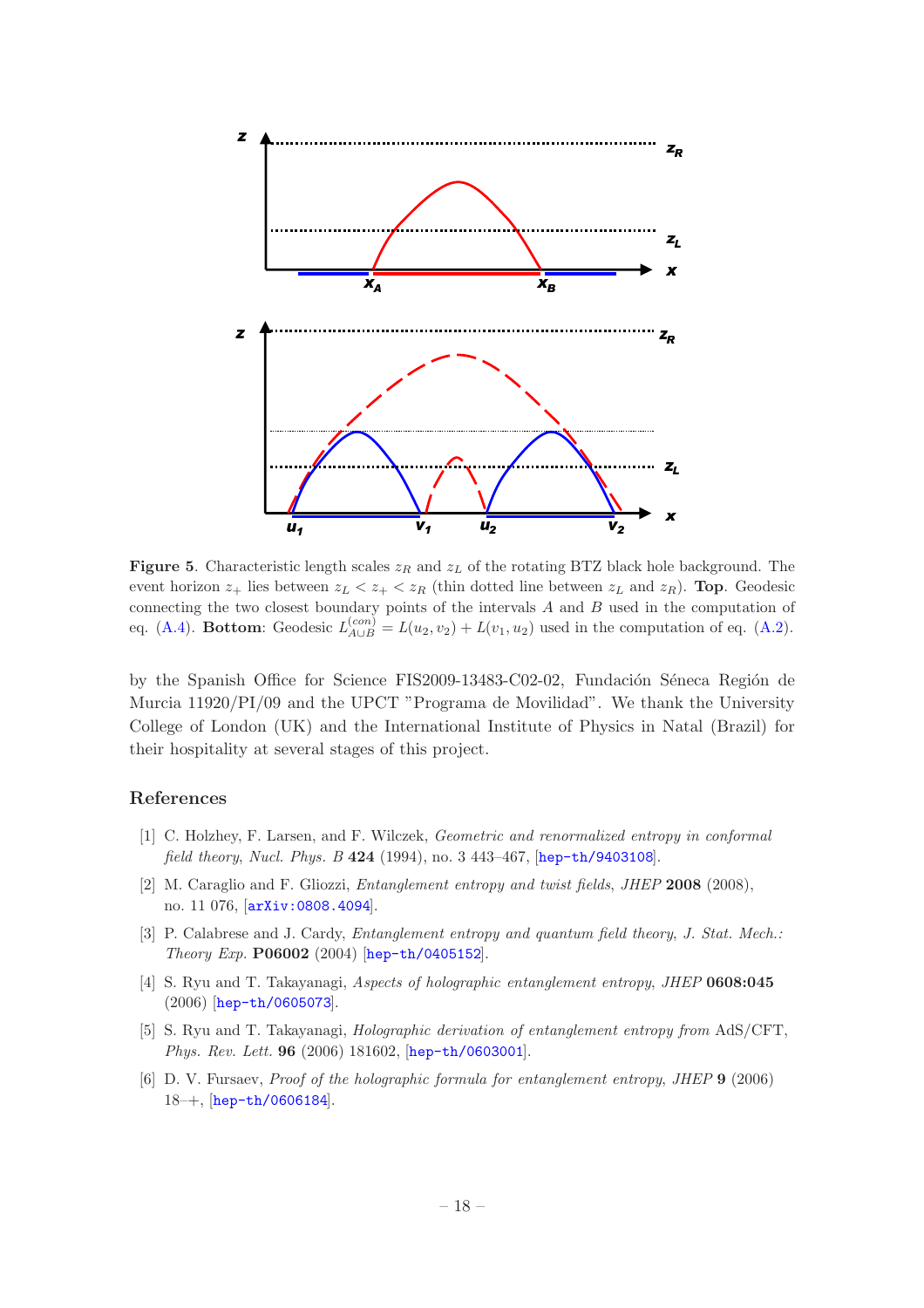**Figure 5**. Characteristic length scales $z_R$ and $z_L$ of the rotating BTZ black hole background. The event horizon $z_+$ lies between $z_L < z_+ < z_R$ (thin dotted line between $z_L$ and $z_R$). **Top**. Geodesic connecting the two closest boundary points of the intervals $A$ and $B$ used in the computation of eq. (A.4). **Bottom**: Geodesic $L^{(con)}_{A\cup B} = L(u_2, v_2) + L(v_1, u_2)$ used in the computation of eq. (A.2).

by the Spanish Office for Science FIS2009-13483-C02-02, Fundación Séneca Región de Murcia 11920/PI/09 and the UPCT "Programa de Movilidad". We thank the University College of London (UK) and the International Institute of Physics in Natal (Brazil) for their hospitality at several stages of this project.

## References

[1] C. Holzhey, F. Larsen, and F. Wilczek, *Geometric and renormalized entropy in conformal field theory*, *Nucl. Phys. B* **424** (1994), no. 3 443–467, [hep-th/9403108].

[2] M. Caraglio and F. Gliozzi, *Entanglement entropy and twist fields*, *JHEP* **2008** (2008), no. 11 076, [arXiv:0808.4094].

[3] P. Calabrese and J. Cardy, *Entanglement entropy and quantum field theory*, *J. Stat. Mech.: Theory Exp.* **P06002** (2004) [hep-th/0405152].

[4] S. Ryu and T. Takayanagi, *Aspects of holographic entanglement entropy*, *JHEP* **0608:045** (2006) [hep-th/0605073].

[5] S. Ryu and T. Takayanagi, *Holographic derivation of entanglement entropy from* AdS/CFT, *Phys. Rev. Lett.* **96** (2006) 181602, [hep-th/0603001].

[6] D. V. Fursaev, *Proof of the holographic formula for entanglement entropy*, *JHEP* **9** (2006) 18–+, [hep-th/0606184].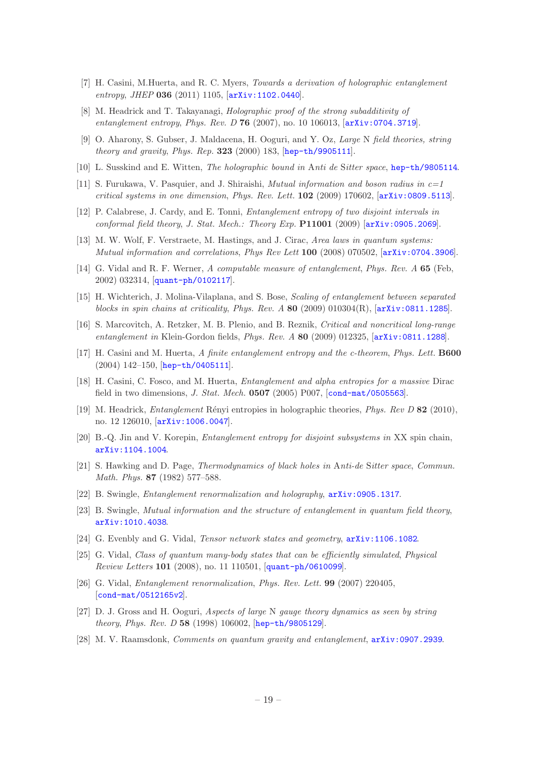- [7] H. Casini, M.Huerta, and R. C. Myers, *Towards a derivation of holographic entanglement entropy*, *JHEP* **036** (2011) 1105, [arXiv:1102.0440].
- [8] M. Headrick and T. Takayanagi, *Holographic proof of the strong subadditivity of entanglement entropy*, *Phys. Rev. D* **76** (2007), no. 10 106013, [arXiv:0704.3719].
- [9] O. Aharony, S. Gubser, J. Maldacena, H. Ooguri, and Y. Oz, *Large N field theories, string theory and gravity*, *Phys. Rep.* **323** (2000) 183, [hep-th/9905111].
- [10] L. Susskind and E. Witten, *The holographic bound in Anti de Sitter space*, hep-th/9805114.
- [11] S. Furukawa, V. Pasquier, and J. Shiraishi, *Mutual information and boson radius in c=1 critical systems in one dimension*, *Phys. Rev. Lett.* **102** (2009) 170602, [arXiv:0809.5113].
- [12] P. Calabrese, J. Cardy, and E. Tonni, *Entanglement entropy of two disjoint intervals in conformal field theory*, *J. Stat. Mech.: Theory Exp.* **P11001** (2009) [arXiv:0905.2069].
- [13] M. W. Wolf, F. Verstraete, M. Hastings, and J. Cirac, *Area laws in quantum systems: Mutual information and correlations*, *Phys Rev Lett* **100** (2008) 070502, [arXiv:0704.3906].
- [14] G. Vidal and R. F. Werner, *A computable measure of entanglement*, *Phys. Rev. A* **65** (Feb, 2002) 032314, [quant-ph/0102117].
- [15] H. Wichterich, J. Molina-Vilaplana, and S. Bose, *Scaling of entanglement between separated blocks in spin chains at criticality*, *Phys. Rev. A* **80** (2009) 010304(R), [arXiv:0811.1285].
- [16] S. Marcovitch, A. Retzker, M. B. Plenio, and B. Reznik, *Critical and noncritical long-range entanglement in* Klein-Gordon fields, *Phys. Rev. A* **80** (2009) 012325, [arXiv:0811.1288].
- [17] H. Casini and M. Huerta, *A finite entanglement entropy and the c-theorem*, *Phys. Lett.* **B600** (2004) 142–150, [hep-th/0405111].
- [18] H. Casini, C. Fosco, and M. Huerta, *Entanglement and alpha entropies for a massive* Dirac field in two dimensions, *J. Stat. Mech.* **0507** (2005) P007, [cond-mat/0505563].
- [19] M. Headrick, *Entanglement* Rényi entropies in holographic theories, *Phys. Rev D* **82** (2010), no. 12 126010, [arXiv:1006.0047].
- [20] B.-Q. Jin and V. Korepin, *Entanglement entropy for disjoint subsystems in* XX spin chain, arXiv:1104.1004.
- [21] S. Hawking and D. Page, *Thermodynamics of black holes in* Anti-de Sitter space, *Commun. Math. Phys.* **87** (1982) 577–588.
- [22] B. Swingle, *Entanglement renormalization and holography*, arXiv:0905.1317.
- [23] B. Swingle, *Mutual information and the structure of entanglement in quantum field theory*, arXiv:1010.4038.
- [24] G. Evenbly and G. Vidal, *Tensor network states and geometry*, arXiv:1106.1082.
- [25] G. Vidal, *Class of quantum many-body states that can be efficiently simulated*, *Physical Review Letters* **101** (2008), no. 11 110501, [quant-ph/0610099].
- [26] G. Vidal, *Entanglement renormalization*, *Phys. Rev. Lett.* **99** (2007) 220405, [cond-mat/0512165v2].
- [27] D. J. Gross and H. Ooguri, *Aspects of large N gauge theory dynamics as seen by string theory*, *Phys. Rev. D* **58** (1998) 106002, [hep-th/9805129].
- [28] M. V. Raamsdonk, *Comments on quantum gravity and entanglement*, arXiv:0907.2939.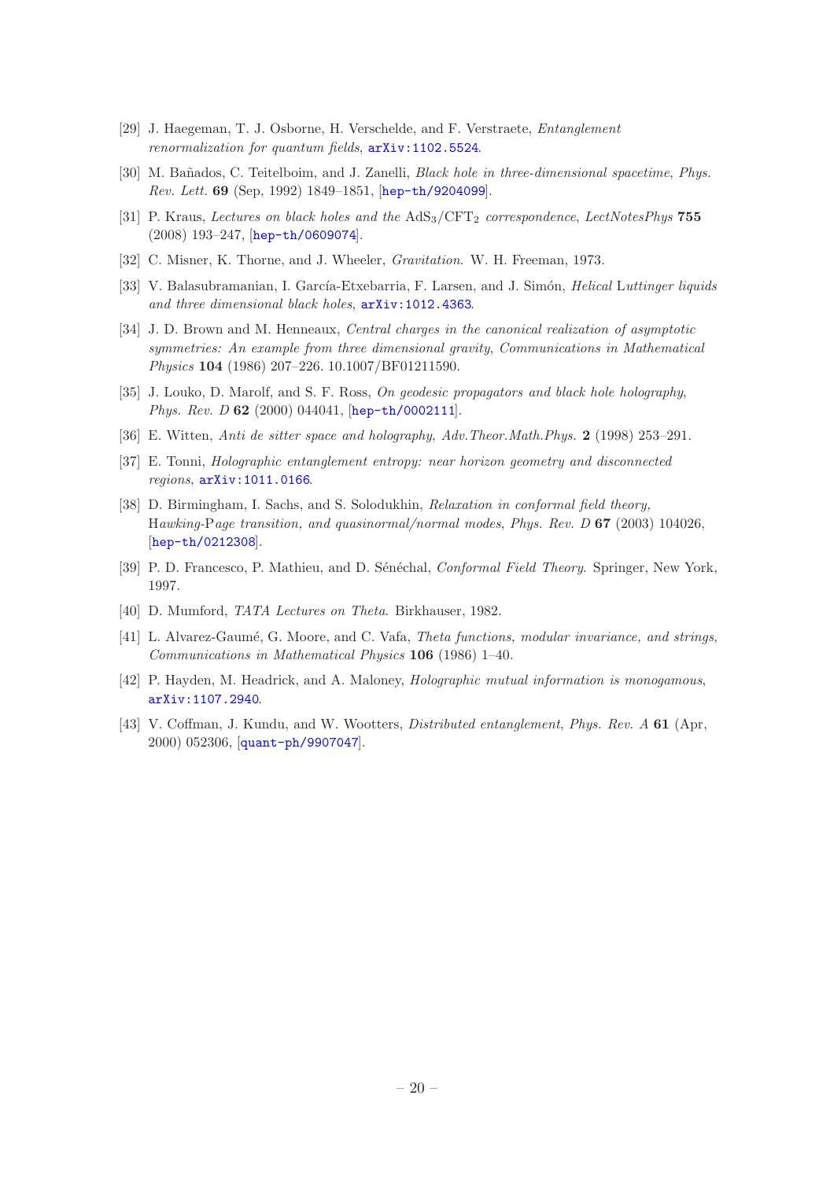[29] J. Haegeman, T. J. Osborne, H. Verschelde, and F. Verstraete, *Entanglement renormalization for quantum fields*, arXiv:1102.5524.

[30] M. Bañados, C. Teitelboim, and J. Zanelli, *Black hole in three-dimensional spacetime*, *Phys. Rev. Lett.* **69** (Sep, 1992) 1849–1851, [hep-th/9204099].

[31] P. Kraus, *Lectures on black holes and the* $\mathrm{AdS}_3/\mathrm{CFT}_2$ *correspondence*, *LectNotesPhys* **755** (2008) 193–247, [hep-th/0609074].

[32] C. Misner, K. Thorne, and J. Wheeler, *Gravitation*. W. H. Freeman, 1973.

[33] V. Balasubramanian, I. García-Etxebarria, F. Larsen, and J. Simón, *Helical Luttinger liquids and three dimensional black holes*, arXiv:1012.4363.

[34] J. D. Brown and M. Henneaux, *Central charges in the canonical realization of asymptotic symmetries: An example from three dimensional gravity*, *Communications in Mathematical Physics* **104** (1986) 207–226. 10.1007/BF01211590.

[35] J. Louko, D. Marolf, and S. F. Ross, *On geodesic propagators and black hole holography*, *Phys. Rev. D* **62** (2000) 044041, [hep-th/0002111].

[36] E. Witten, *Anti de sitter space and holography*, *Adv.Theor.Math.Phys.* **2** (1998) 253–291.

[37] E. Tonni, *Holographic entanglement entropy: near horizon geometry and disconnected regions*, arXiv:1011.0166.

[38] D. Birmingham, I. Sachs, and S. Solodukhin, *Relaxation in conformal field theory, Hawking-Page transition, and quasinormal/normal modes*, *Phys. Rev. D* **67** (2003) 104026, [hep-th/0212308].

[39] P. D. Francesco, P. Mathieu, and D. Sénéchal, *Conformal Field Theory*. Springer, New York, 1997.

[40] D. Mumford, *TATA Lectures on Theta*. Birkhauser, 1982.

[41] L. Alvarez-Gaumé, G. Moore, and C. Vafa, *Theta functions, modular invariance, and strings*, *Communications in Mathematical Physics* **106** (1986) 1–40.

[42] P. Hayden, M. Headrick, and A. Maloney, *Holographic mutual information is monogamous*, arXiv:1107.2940.

[43] V. Coffman, J. Kundu, and W. Wootters, *Distributed entanglement*, *Phys. Rev. A* **61** (Apr, 2000) 052306, [quant-ph/9907047].